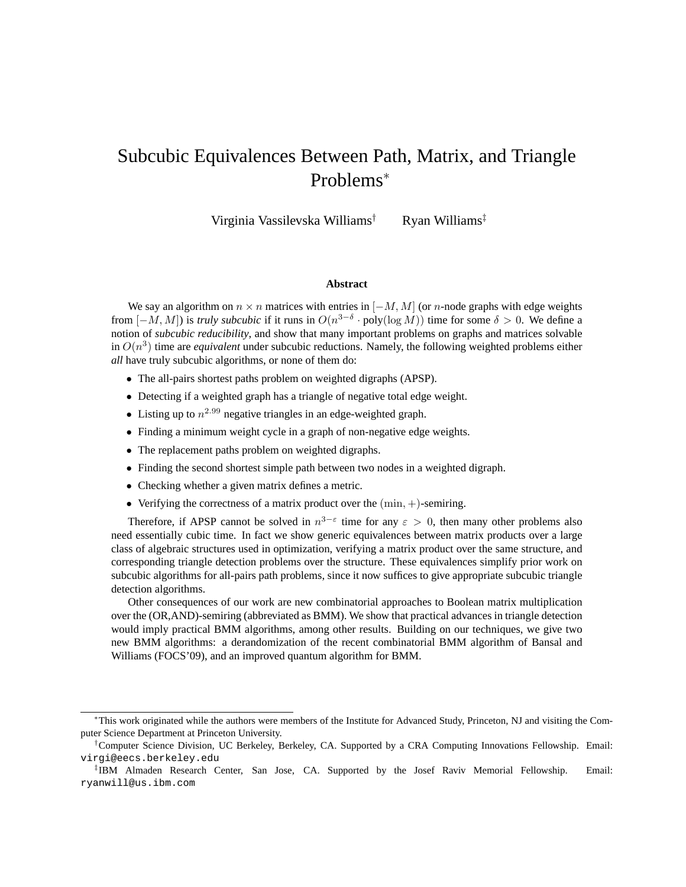# Subcubic Equivalences Between Path, Matrix, and Triangle Problems*

Virginia Vassilevska Williams[†] Ryan Williams[‡]

### Abstract

We say an algorithm on $n \times n$ matrices with entries in $[-M, M]$ (or $n$-node graphs with edge weights from $[-M, M]$) is *truly subcubic* if it runs in $O(n^{3-\delta} \cdot \text{poly}(\log M))$ time for some $\delta > 0$. We define a notion of *subcubic reducibility*, and show that many important problems on graphs and matrices solvable in $O(n^3)$ time are *equivalent* under subcubic reductions. Namely, the following weighted problems either *all* have truly subcubic algorithms, or none of them do:

- The all-pairs shortest paths problem on weighted digraphs (APSP).
- Detecting if a weighted graph has a triangle of negative total edge weight.
- Listing up to $n^{2.99}$ negative triangles in an edge-weighted graph.
- Finding a minimum weight cycle in a graph of non-negative edge weights.
- The replacement paths problem on weighted digraphs.
- Finding the second shortest simple path between two nodes in a weighted digraph.
- Checking whether a given matrix defines a metric.
- Verifying the correctness of a matrix product over the $(\min, +)$-semiring.

Therefore, if APSP cannot be solved in $n^{3-\varepsilon}$ time for any $\varepsilon > 0$, then many other problems also need essentially cubic time. In fact we show generic equivalences between matrix products over a large class of algebraic structures used in optimization, verifying a matrix product over the same structure, and corresponding triangle detection problems over the structure. These equivalences simplify prior work on subcubic algorithms for all-pairs path problems, since it now suffices to give appropriate subcubic triangle detection algorithms.

Other consequences of our work are new combinatorial approaches to Boolean matrix multiplication over the (OR,AND)-semiring (abbreviated as BMM). We show that practical advances in triangle detection would imply practical BMM algorithms, among other results. Building on our techniques, we give two new BMM algorithms: a derandomization of the recent combinatorial BMM algorithm of Bansal and Williams (FOCS'09), and an improved quantum algorithm for BMM.

---

*This work originated while the authors were members of the Institute for Advanced Study, Princeton, NJ and visiting the Computer Science Department at Princeton University.

†Computer Science Division, UC Berkeley, Berkeley, CA. Supported by a CRA Computing Innovations Fellowship. Email: `virgi@eecs.berkeley.edu`

‡IBM Almaden Research Center, San Jose, CA. Supported by the Josef Raviv Memorial Fellowship. Email: `ryanwill@us.ibm.com`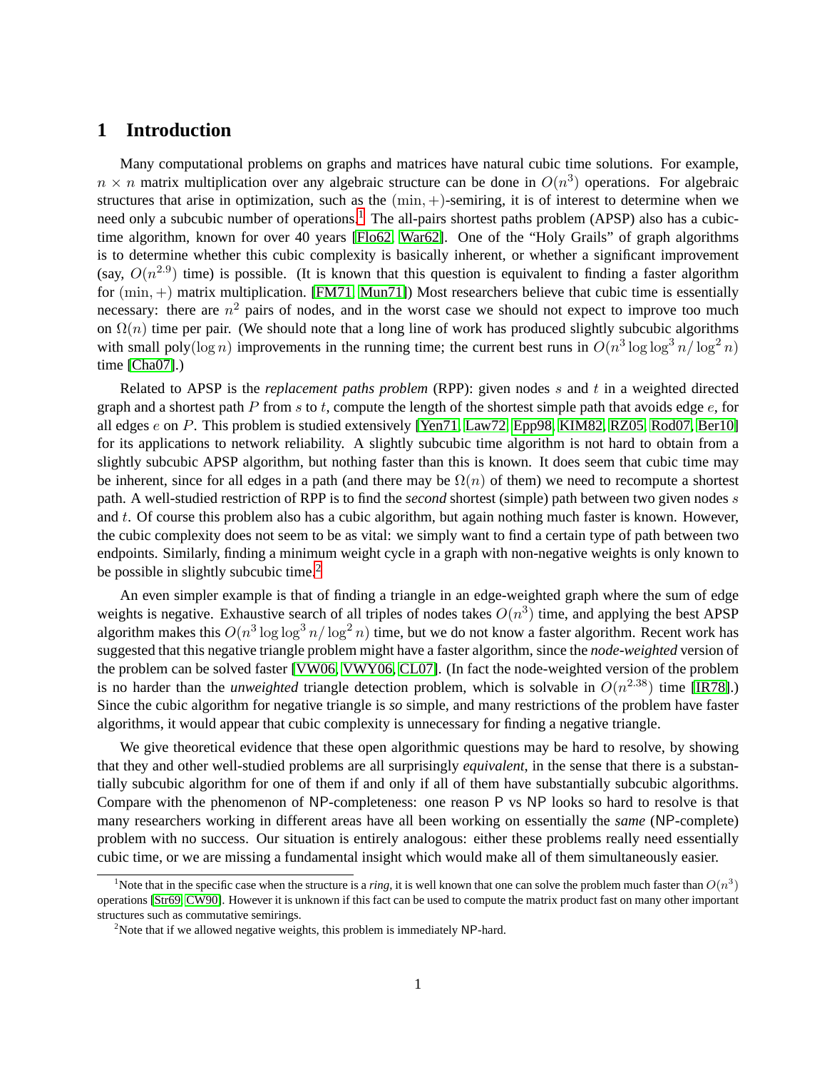# 1 Introduction

Many computational problems on graphs and matrices have natural cubic time solutions. For example, $n \times n$ matrix multiplication over any algebraic structure can be done in $O(n^3)$ operations. For algebraic structures that arise in optimization, such as the $(\min, +)$-semiring, it is of interest to determine when we need only a subcubic number of operations.[1] The all-pairs shortest paths problem (APSP) also has a cubic-time algorithm, known for over 40 years [Flo62, War62]. One of the "Holy Grails" of graph algorithms is to determine whether this cubic complexity is basically inherent, or whether a significant improvement (say, $O(n^{2.9})$ time) is possible. (It is known that this question is equivalent to finding a faster algorithm for $(\min, +)$ matrix multiplication. [FM71, Mun71]) Most researchers believe that cubic time is essentially necessary: there are $n^2$ pairs of nodes, and in the worst case we should not expect to improve too much on $\Omega(n)$ time per pair. (We should note that a long line of work has produced slightly subcubic algorithms with small poly$(\log n)$ improvements in the running time; the current best runs in $O(n^3 \log \log^3 n / \log^2 n)$ time [Cha07].)

Related to APSP is the *replacement paths problem* (RPP): given nodes $s$ and $t$ in a weighted directed graph and a shortest path $P$ from $s$ to $t$, compute the length of the shortest simple path that avoids edge $e$, for all edges $e$ on $P$. This problem is studied extensively [Yen71, Law72, Epp98, KIM82, RZ05, Rod07, Ber10] for its applications to network reliability. A slightly subcubic time algorithm is not hard to obtain from a slightly subcubic APSP algorithm, but nothing faster than this is known. It does seem that cubic time may be inherent, since for all edges in a path (and there may be $\Omega(n)$ of them) we need to recompute a shortest path. A well-studied restriction of RPP is to find the *second* shortest (simple) path between two given nodes $s$ and $t$. Of course this problem also has a cubic algorithm, but again nothing much faster is known. However, the cubic complexity does not seem to be as vital: we simply want to find a certain type of path between two endpoints. Similarly, finding a minimum weight cycle in a graph with non-negative weights is only known to be possible in slightly subcubic time.[2]

An even simpler example is that of finding a triangle in an edge-weighted graph where the sum of edge weights is negative. Exhaustive search of all triples of nodes takes $O(n^3)$ time, and applying the best APSP algorithm makes this $O(n^3 \log \log^3 n / \log^2 n)$ time, but we do not know a faster algorithm. Recent work has suggested that this negative triangle problem might have a faster algorithm, since the *node-weighted* version of the problem can be solved faster [VW06, VWY06, CL07]. (In fact the node-weighted version of the problem is no harder than the *unweighted* triangle detection problem, which is solvable in $O(n^{2.38})$ time [IR78].) Since the cubic algorithm for negative triangle is *so* simple, and many restrictions of the problem have faster algorithms, it would appear that cubic complexity is unnecessary for finding a negative triangle.

We give theoretical evidence that these open algorithmic questions may be hard to resolve, by showing that they and other well-studied problems are all surprisingly *equivalent*, in the sense that there is a substantially subcubic algorithm for one of them if and only if all of them have substantially subcubic algorithms. Compare with the phenomenon of NP-completeness: one reason P vs NP looks so hard to resolve is that many researchers working in different areas have all been working on essentially the *same* (NP-complete) problem with no success. Our situation is entirely analogous: either these problems really need essentially cubic time, or we are missing a fundamental insight which would make all of them simultaneously easier.

[1] Note that in the specific case when the structure is a *ring*, it is well known that one can solve the problem much faster than $O(n^3)$ operations [Str69, CW90]. However it is unknown if this fact can be used to compute the matrix product fast on many other important structures such as commutative semirings.

[2] Note that if we allowed negative weights, this problem is immediately NP-hard.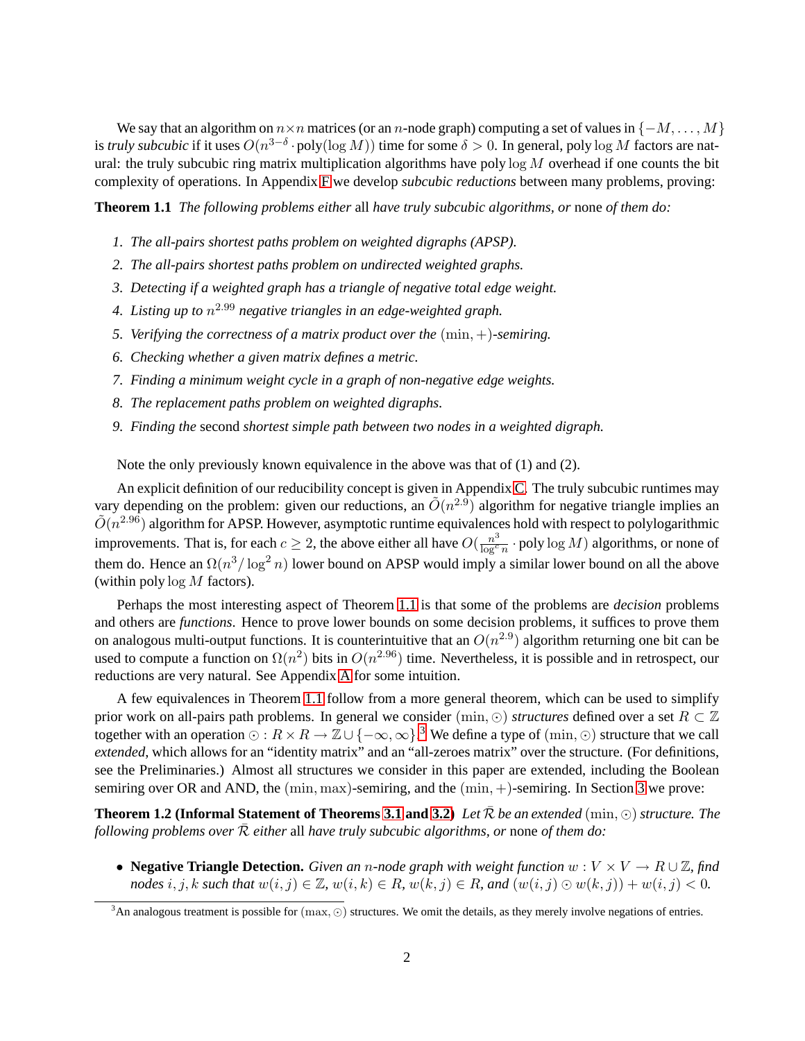We say that an algorithm on $n \times n$ matrices (or an $n$-node graph) computing a set of values in $\{-M, \ldots, M\}$ is *truly subcubic* if it uses $O(n^{3-\delta} \cdot \text{poly}(\log M))$ time for some $\delta > 0$. In general, poly $\log M$ factors are natural: the truly subcubic ring matrix multiplication algorithms have poly $\log M$ overhead if one counts the bit complexity of operations. In Appendix F we develop *subcubic reductions* between many problems, proving:

**Theorem 1.1** *The following problems either* all *have truly subcubic algorithms, or* none *of them do:*

1. *The all-pairs shortest paths problem on weighted digraphs (APSP).*
2. *The all-pairs shortest paths problem on undirected weighted graphs.*
3. *Detecting if a weighted graph has a triangle of negative total edge weight.*
4. *Listing up to $n^{2.99}$ negative triangles in an edge-weighted graph.*
5. *Verifying the correctness of a matrix product over the $(\min, +)$-semiring.*
6. *Checking whether a given matrix defines a metric.*
7. *Finding a minimum weight cycle in a graph of non-negative edge weights.*
8. *The replacement paths problem on weighted digraphs.*
9. *Finding the* second *shortest simple path between two nodes in a weighted digraph.*

Note the only previously known equivalence in the above was that of (1) and (2).

An explicit definition of our reducibility concept is given in Appendix C. The truly subcubic runtimes may vary depending on the problem: given our reductions, an $\tilde{O}(n^{2.9})$ algorithm for negative triangle implies an $\tilde{O}(n^{2.96})$ algorithm for APSP. However, asymptotic runtime equivalences hold with respect to polylogarithmic improvements. That is, for each $c \geq 2$, the above either all have $O(\frac{n^3}{\log^c n} \cdot \text{poly} \log M)$ algorithms, or none of them do. Hence an $\Omega(n^3/\log^2 n)$ lower bound on APSP would imply a similar lower bound on all the above (within poly $\log M$ factors).

Perhaps the most interesting aspect of Theorem 1.1 is that some of the problems are *decision* problems and others are *functions*. Hence to prove lower bounds on some decision problems, it suffices to prove them on analogous multi-output functions. It is counterintuitive that an $O(n^{2.9})$ algorithm returning one bit can be used to compute a function on $\Omega(n^2)$ bits in $O(n^{2.96})$ time. Nevertheless, it is possible and in retrospect, our reductions are very natural. See Appendix A for some intuition.

A few equivalences in Theorem 1.1 follow from a more general theorem, which can be used to simplify prior work on all-pairs path problems. In general we consider $(\min, \odot)$ *structures* defined over a set $R \subset \mathbb{Z}$ together with an operation $\odot : R \times R \to \mathbb{Z} \cup \{-\infty, \infty\}$.[3] We define a type of $(\min, \odot)$ structure that we call *extended*, which allows for an "identity matrix" and an "all-zeroes matrix" over the structure. (For definitions, see the Preliminaries.) Almost all structures we consider in this paper are extended, including the Boolean semiring over OR and AND, the $(\min, \max)$-semiring, and the $(\min, +)$-semiring. In Section 3 we prove:

**Theorem 1.2 (Informal Statement of Theorems 3.1 and 3.2)** *Let $\bar{\mathcal{R}}$ be an extended $(\min, \odot)$ structure. The following problems over $\bar{\mathcal{R}}$ either* all *have truly subcubic algorithms, or* none *of them do:*

- **Negative Triangle Detection.** *Given an $n$-node graph with weight function $w : V \times V \to R \cup \mathbb{Z}$, find nodes $i, j, k$ such that $w(i,j) \in \mathbb{Z}$, $w(i,k) \in R$, $w(k,j) \in R$, and $(w(i,j) \odot w(k,j)) + w(i,j) < 0$.*

[3] An analogous treatment is possible for $(\max, \odot)$ structures. We omit the details, as they merely involve negations of entries.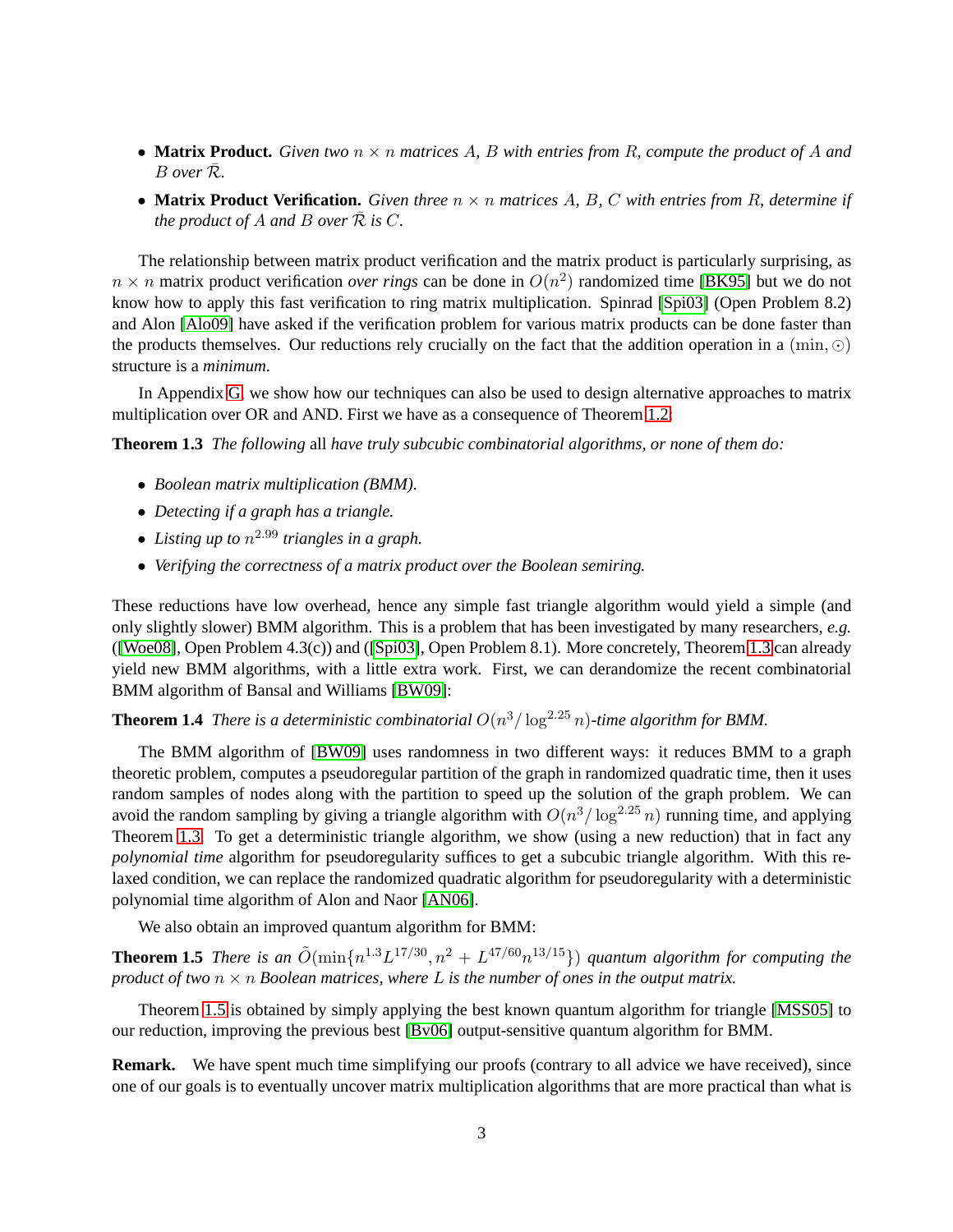- **Matrix Product.** *Given two $n \times n$ matrices $A$, $B$ with entries from $R$, compute the product of $A$ and $B$ over $\bar{\mathcal{R}}$.*
- **Matrix Product Verification.** *Given three $n \times n$ matrices $A$, $B$, $C$ with entries from $R$, determine if the product of $A$ and $B$ over $\bar{\mathcal{R}}$ is $C$.*

The relationship between matrix product verification and the matrix product is particularly surprising, as $n \times n$ matrix product verification *over rings* can be done in $O(n^2)$ randomized time [BK95] but we do not know how to apply this fast verification to ring matrix multiplication. Spinrad [Spi03] (Open Problem 8.2) and Alon [Alo09] have asked if the verification problem for various matrix products can be done faster than the products themselves. Our reductions rely crucially on the fact that the addition operation in a $(\min, \odot)$ structure is a *minimum*.

In Appendix G, we show how our techniques can also be used to design alternative approaches to matrix multiplication over OR and AND. First we have as a consequence of Theorem 1.2:

**Theorem 1.3** *The following* all *have truly subcubic combinatorial algorithms, or none of them do:*

- *Boolean matrix multiplication (BMM).*
- *Detecting if a graph has a triangle.*
- *Listing up to $n^{2.99}$ triangles in a graph.*
- *Verifying the correctness of a matrix product over the Boolean semiring.*

These reductions have low overhead, hence any simple fast triangle algorithm would yield a simple (and only slightly slower) BMM algorithm. This is a problem that has been investigated by many researchers, *e.g.* ([Woe08], Open Problem 4.3(c)) and ([Spi03], Open Problem 8.1). More concretely, Theorem 1.3 can already yield new BMM algorithms, with a little extra work. First, we can derandomize the recent combinatorial BMM algorithm of Bansal and Williams [BW09]:

**Theorem 1.4** *There is a deterministic combinatorial $O(n^3/\log^{2.25} n)$-time algorithm for BMM.*

The BMM algorithm of [BW09] uses randomness in two different ways: it reduces BMM to a graph theoretic problem, computes a pseudoregular partition of the graph in randomized quadratic time, then it uses random samples of nodes along with the partition to speed up the solution of the graph problem. We can avoid the random sampling by giving a triangle algorithm with $O(n^3/\log^{2.25} n)$ running time, and applying Theorem 1.3. To get a deterministic triangle algorithm, we show (using a new reduction) that in fact any *polynomial time* algorithm for pseudoregularity suffices to get a subcubic triangle algorithm. With this relaxed condition, we can replace the randomized quadratic algorithm for pseudoregularity with a deterministic polynomial time algorithm of Alon and Naor [AN06].

We also obtain an improved quantum algorithm for BMM:

**Theorem 1.5** *There is an $\tilde{O}(\min\{n^{1.3}L^{17/30}, n^2 + L^{47/60}n^{13/15}\})$ quantum algorithm for computing the product of two $n \times n$ Boolean matrices, where $L$ is the number of ones in the output matrix.*

Theorem 1.5 is obtained by simply applying the best known quantum algorithm for triangle [MSS05] to our reduction, improving the previous best [Bv06] output-sensitive quantum algorithm for BMM.

**Remark.** We have spent much time simplifying our proofs (contrary to all advice we have received), since one of our goals is to eventually uncover matrix multiplication algorithms that are more practical than what is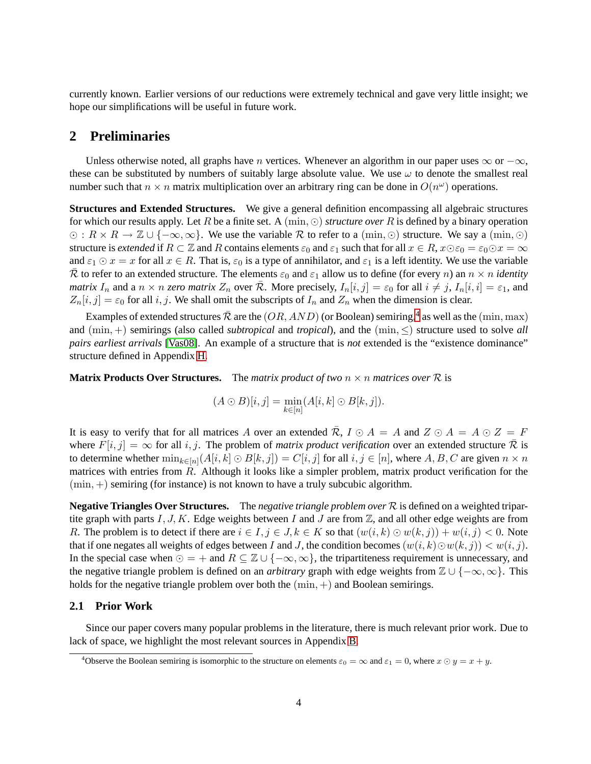currently known. Earlier versions of our reductions were extremely technical and gave very little insight; we hope our simplifications will be useful in future work.

## 2 Preliminaries

Unless otherwise noted, all graphs have $n$ vertices. Whenever an algorithm in our paper uses $\infty$ or $-\infty$, these can be substituted by numbers of suitably large absolute value. We use $\omega$ to denote the smallest real number such that $n \times n$ matrix multiplication over an arbitrary ring can be done in $O(n^{\omega})$ operations.

**Structures and Extended Structures.** We give a general definition encompassing all algebraic structures for which our results apply. Let $R$ be a finite set. A $(\min, \odot)$ *structure over* $R$ is defined by a binary operation $\odot : R \times R \to \mathbb{Z} \cup \{-\infty, \infty\}$. We use the variable $\mathcal{R}$ to refer to a $(\min, \odot)$ structure. We say a $(\min, \odot)$ structure is *extended* if $R \subset \mathbb{Z}$ and $R$ contains elements $\varepsilon_0$ and $\varepsilon_1$ such that for all $x \in R$, $x \odot \varepsilon_0 = \varepsilon_0 \odot x = \infty$ and $\varepsilon_1 \odot x = x$ for all $x \in R$. That is, $\varepsilon_0$ is a type of annihilator, and $\varepsilon_1$ is a left identity. We use the variable $\bar{\mathcal{R}}$ to refer to an extended structure. The elements $\varepsilon_0$ and $\varepsilon_1$ allow us to define (for every $n$) an $n \times n$ *identity matrix* $I_n$ and a $n \times n$ *zero matrix* $Z_n$ over $\bar{\mathcal{R}}$. More precisely, $I_n[i,j] = \varepsilon_0$ for all $i \neq j$, $I_n[i,i] = \varepsilon_1$, and $Z_n[i,j] = \varepsilon_0$ for all $i, j$. We shall omit the subscripts of $I_n$ and $Z_n$ when the dimension is clear.

Examples of extended structures $\bar{\mathcal{R}}$ are the $(OR, AND)$ (or Boolean) semiring,[4] as well as the $(\min, \max)$ and $(\min, +)$ semirings (also called *subtropical* and *tropical*), and the $(\min, \leq)$ structure used to solve *all pairs earliest arrivals* [Vas08]. An example of a structure that is *not* extended is the "existence dominance" structure defined in Appendix H.

**Matrix Products Over Structures.** The *matrix product of two* $n \times n$ *matrices over* $\mathcal{R}$ is

$$(A \odot B)[i,j] = \min_{k \in [n]} (A[i,k] \odot B[k,j]).$$

It is easy to verify that for all matrices $A$ over an extended $\bar{\mathcal{R}}$, $I \odot A = A$ and $Z \odot A = A \odot Z = F$ where $F[i,j] = \infty$ for all $i, j$. The problem of *matrix product verification* over an extended structure $\bar{\mathcal{R}}$ is to determine whether $\min_{k \in [n]}(A[i,k] \odot B[k,j]) = C[i,j]$ for all $i, j \in [n]$, where $A, B, C$ are given $n \times n$ matrices with entries from $R$. Although it looks like a simpler problem, matrix product verification for the $(\min, +)$ semiring (for instance) is not known to have a truly subcubic algorithm.

**Negative Triangles Over Structures.** The *negative triangle problem over* $\mathcal{R}$ is defined on a weighted tripartite graph with parts $I, J, K$. Edge weights between $I$ and $J$ are from $\mathbb{Z}$, and all other edge weights are from $R$. The problem is to detect if there are $i \in I, j \in J, k \in K$ so that $(w(i,k) \odot w(k,j)) + w(i,j) < 0$. Note that if one negates all weights of edges between $I$ and $J$, the condition becomes $(w(i,k) \odot w(k,j)) < w(i,j)$. In the special case when $\odot = +$ and $R \subseteq \mathbb{Z} \cup \{-\infty, \infty\}$, the tripartiteness requirement is unnecessary, and the negative triangle problem is defined on an *arbitrary* graph with edge weights from $\mathbb{Z} \cup \{-\infty, \infty\}$. This holds for the negative triangle problem over both the $(\min, +)$ and Boolean semirings.

### 2.1 Prior Work

Since our paper covers many popular problems in the literature, there is much relevant prior work. Due to lack of space, we highlight the most relevant sources in Appendix B.

[4] Observe the Boolean semiring is isomorphic to the structure on elements $\varepsilon_0 = \infty$ and $\varepsilon_1 = 0$, where $x \odot y = x + y$.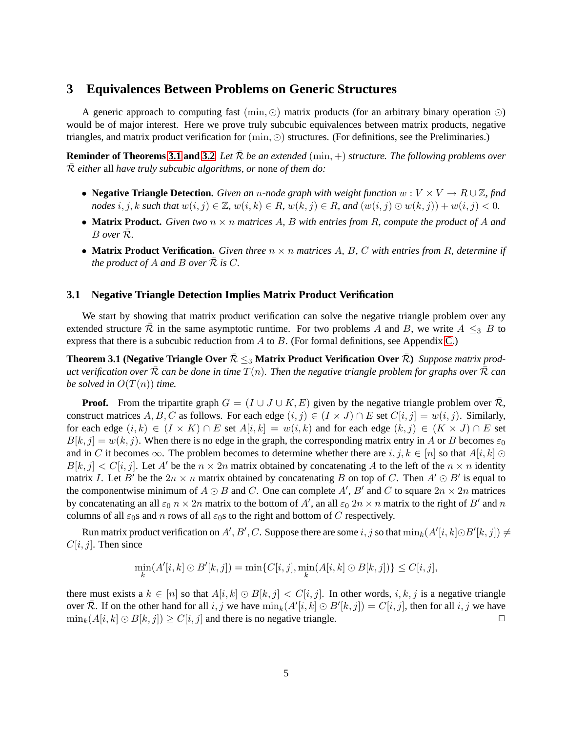# 3 Equivalences Between Problems on Generic Structures

A generic approach to computing fast $(\min, \odot)$ matrix products (for an arbitrary binary operation $\odot$) would be of major interest. Here we prove truly subcubic equivalences between matrix products, negative triangles, and matrix product verification for $(\min, \odot)$ structures. (For definitions, see the Preliminaries.)

**Reminder of Theorems 3.1 and 3.2** *Let $\bar{\mathcal{R}}$ be an extended $(\min, +)$ structure. The following problems over $\bar{\mathcal{R}}$ either* all *have truly subcubic algorithms, or* none *of them do:*

- **Negative Triangle Detection.** *Given an $n$-node graph with weight function $w : V \times V \to R \cup \mathbb{Z}$, find nodes $i, j, k$ such that $w(i, j) \in \mathbb{Z}$, $w(i, k) \in R$, $w(k, j) \in R$, and $(w(i, j) \odot w(k, j)) + w(i, j) < 0$.*
- **Matrix Product.** *Given two $n \times n$ matrices $A$, $B$ with entries from $R$, compute the product of $A$ and $B$ over $\bar{\mathcal{R}}$.*
- **Matrix Product Verification.** *Given three $n \times n$ matrices $A$, $B$, $C$ with entries from $R$, determine if the product of $A$ and $B$ over $\bar{\mathcal{R}}$ is $C$.*

## 3.1 Negative Triangle Detection Implies Matrix Product Verification

We start by showing that matrix product verification can solve the negative triangle problem over any extended structure $\bar{\mathcal{R}}$ in the same asymptotic runtime. For two problems $A$ and $B$, we write $A \leq_3 B$ to express that there is a subcubic reduction from $A$ to $B$. (For formal definitions, see Appendix C.)

**Theorem 3.1 (Negative Triangle Over $\bar{\mathcal{R}} \leq_3$ Matrix Product Verification Over $\bar{\mathcal{R}}$)** *Suppose matrix product verification over $\bar{\mathcal{R}}$ can be done in time $T(n)$. Then the negative triangle problem for graphs over $\bar{\mathcal{R}}$ can be solved in $O(T(n))$ time.*

**Proof.** From the tripartite graph $G = (I \cup J \cup K, E)$ given by the negative triangle problem over $\bar{\mathcal{R}}$, construct matrices $A, B, C$ as follows. For each edge $(i, j) \in (I \times J) \cap E$ set $C[i, j] = w(i, j)$. Similarly, for each edge $(i, k) \in (I \times K) \cap E$ set $A[i, k] = w(i, k)$ and for each edge $(k, j) \in (K \times J) \cap E$ set $B[k, j] = w(k, j)$. When there is no edge in the graph, the corresponding matrix entry in $A$ or $B$ becomes $\varepsilon_0$ and in $C$ it becomes $\infty$. The problem becomes to determine whether there are $i, j, k \in [n]$ so that $A[i, k] \odot B[k, j] < C[i, j]$. Let $A'$ be the $n \times 2n$ matrix obtained by concatenating $A$ to the left of the $n \times n$ identity matrix $I$. Let $B'$ be the $2n \times n$ matrix obtained by concatenating $B$ on top of $C$. Then $A' \odot B'$ is equal to the componentwise minimum of $A \odot B$ and $C$. One can complete $A'$, $B'$ and $C$ to square $2n \times 2n$ matrices by concatenating an all $\varepsilon_0$ $n \times 2n$ matrix to the bottom of $A'$, an all $\varepsilon_0$ $2n \times n$ matrix to the right of $B'$ and $n$ columns of all $\varepsilon_0$s and $n$ rows of all $\varepsilon_0$s to the right and bottom of $C$ respectively.

Run matrix product verification on $A', B', C$. Suppose there are some $i, j$ so that $\min_k(A'[i, k] \odot B'[k, j]) \neq C[i, j]$. Then since

$$\min_k (A'[i, k] \odot B'[k, j]) = \min\{C[i, j], \min_k (A[i, k] \odot B[k, j])\} \leq C[i, j],$$

there must exists a $k \in [n]$ so that $A[i, k] \odot B[k, j] < C[i, j]$. In other words, $i, k, j$ is a negative triangle over $\bar{\mathcal{R}}$. If on the other hand for all $i, j$ we have $\min_k(A'[i, k] \odot B'[k, j]) = C[i, j]$, then for all $i, j$ we have $\min_k(A[i, k] \odot B[k, j]) \geq C[i, j]$ and there is no negative triangle. □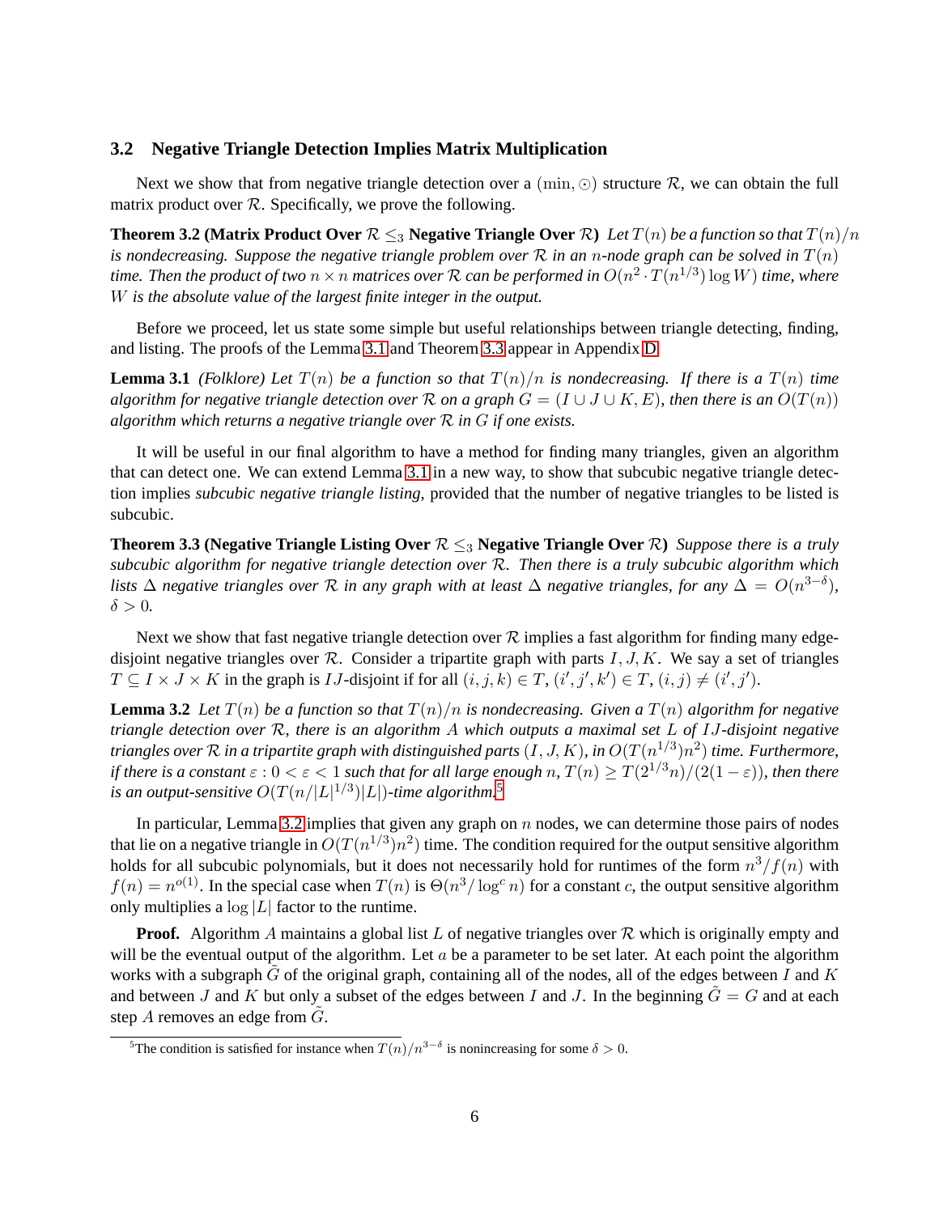### 3.2 Negative Triangle Detection Implies Matrix Multiplication

Next we show that from negative triangle detection over a $(\min, \odot)$ structure $\mathcal{R}$, we can obtain the full matrix product over $\mathcal{R}$. Specifically, we prove the following.

**Theorem 3.2 (Matrix Product Over $\mathcal{R} \leq_3$ Negative Triangle Over $\mathcal{R}$)** *Let $T(n)$ be a function so that $T(n)/n$ is nondecreasing. Suppose the negative triangle problem over $\mathcal{R}$ in an $n$-node graph can be solved in $T(n)$ time. Then the product of two $n \times n$ matrices over $\mathcal{R}$ can be performed in $O(n^2 \cdot T(n^{1/3}) \log W)$ time, where $W$ is the absolute value of the largest finite integer in the output.*

Before we proceed, let us state some simple but useful relationships between triangle detecting, finding, and listing. The proofs of the Lemma 3.1 and Theorem 3.3 appear in Appendix D.

**Lemma 3.1** *(Folklore) Let $T(n)$ be a function so that $T(n)/n$ is nondecreasing. If there is a $T(n)$ time algorithm for negative triangle detection over $\mathcal{R}$ on a graph $G = (I \cup J \cup K, E)$, then there is an $O(T(n))$ algorithm which returns a negative triangle over $\mathcal{R}$ in $G$ if one exists.*

It will be useful in our final algorithm to have a method for finding many triangles, given an algorithm that can detect one. We can extend Lemma 3.1 in a new way, to show that subcubic negative triangle detection implies *subcubic negative triangle listing*, provided that the number of negative triangles to be listed is subcubic.

**Theorem 3.3 (Negative Triangle Listing Over $\mathcal{R} \leq_3$ Negative Triangle Over $\mathcal{R}$)** *Suppose there is a truly subcubic algorithm for negative triangle detection over $\mathcal{R}$. Then there is a truly subcubic algorithm which lists $\Delta$ negative triangles over $\mathcal{R}$ in any graph with at least $\Delta$ negative triangles, for any $\Delta = O(n^{3-\delta})$, $\delta > 0$.*

Next we show that fast negative triangle detection over $\mathcal{R}$ implies a fast algorithm for finding many edge-disjoint negative triangles over $\mathcal{R}$. Consider a tripartite graph with parts $I, J, K$. We say a set of triangles $T \subseteq I \times J \times K$ in the graph is $IJ$-disjoint if for all $(i, j, k) \in T$, $(i', j', k') \in T$, $(i, j) \neq (i', j')$.

**Lemma 3.2** *Let $T(n)$ be a function so that $T(n)/n$ is nondecreasing. Given a $T(n)$ algorithm for negative triangle detection over $\mathcal{R}$, there is an algorithm $A$ which outputs a maximal set $L$ of $IJ$-disjoint negative triangles over $\mathcal{R}$ in a tripartite graph with distinguished parts $(I, J, K)$, in $O(T(n^{1/3})n^2)$ time. Furthermore, if there is a constant $\varepsilon : 0 < \varepsilon < 1$ such that for all large enough $n$, $T(n) \geq T(2^{1/3}n)/(2(1-\varepsilon))$, then there is an output-sensitive $O(T(n/|L|^{1/3})|L|)$-time algorithm.*[5]

In particular, Lemma 3.2 implies that given any graph on $n$ nodes, we can determine those pairs of nodes that lie on a negative triangle in $O(T(n^{1/3})n^2)$ time. The condition required for the output sensitive algorithm holds for all subcubic polynomials, but it does not necessarily hold for runtimes of the form $n^3/f(n)$ with $f(n) = n^{o(1)}$. In the special case when $T(n)$ is $\Theta(n^3/\log^c n)$ for a constant $c$, the output sensitive algorithm only multiplies a $\log |L|$ factor to the runtime.

**Proof.** Algorithm $A$ maintains a global list $L$ of negative triangles over $\mathcal{R}$ which is originally empty and will be the eventual output of the algorithm. Let $a$ be a parameter to be set later. At each point the algorithm works with a subgraph $\tilde{G}$ of the original graph, containing all of the nodes, all of the edges between $I$ and $K$ and between $J$ and $K$ but only a subset of the edges between $I$ and $J$. In the beginning $\tilde{G} = G$ and at each step $A$ removes an edge from $\tilde{G}$.

[5] The condition is satisfied for instance when $T(n)/n^{3-\delta}$ is nonincreasing for some $\delta > 0$.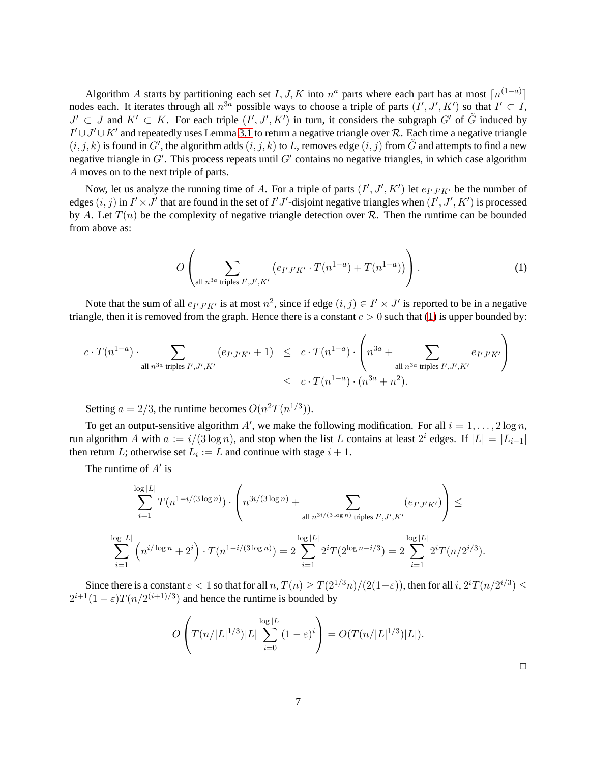Algorithm $A$ starts by partitioning each set $I, J, K$ into $n^a$ parts where each part has at most $\lceil n^{(1-a)} \rceil$ nodes each. It iterates through all $n^{3a}$ possible ways to choose a triple of parts $(I', J', K')$ so that $I' \subset I$, $J' \subset J$ and $K' \subset K$. For each triple $(I', J', K')$ in turn, it considers the subgraph $G'$ of $\tilde{G}$ induced by $I' \cup J' \cup K'$ and repeatedly uses Lemma 3.1 to return a negative triangle over $\mathcal{R}$. Each time a negative triangle $(i, j, k)$ is found in $G'$, the algorithm adds $(i, j, k)$ to $L$, removes edge $(i, j)$ from $\tilde{G}$ and attempts to find a new negative triangle in $G'$. This process repeats until $G'$ contains no negative triangles, in which case algorithm $A$ moves on to the next triple of parts.

Now, let us analyze the running time of $A$. For a triple of parts $(I', J', K')$ let $e_{I'J'K'}$ be the number of edges $(i, j)$ in $I' \times J'$ that are found in the set of $I'J'$-disjoint negative triangles when $(I', J', K')$ is processed by $A$. Let $T(n)$ be the complexity of negative triangle detection over $\mathcal{R}$. Then the runtime can be bounded from above as:

$$O\left(\sum_{\text{all } n^{3a} \text{ triples } I',J',K'} \left(e_{I'J'K'} \cdot T(n^{1-a}) + T(n^{1-a})\right)\right). \tag{1}$$

Note that the sum of all $e_{I'J'K'}$ is at most $n^2$, since if edge $(i, j) \in I' \times J'$ is reported to be in a negative triangle, then it is removed from the graph. Hence there is a constant $c > 0$ such that (1) is upper bounded by:

$$\begin{aligned}
c \cdot T(n^{1-a}) \cdot \sum_{\text{all } n^{3a} \text{ triples } I',J',K'} (e_{I'J'K'} + 1) &\leq c \cdot T(n^{1-a}) \cdot \left(n^{3a} + \sum_{\text{all } n^{3a} \text{ triples } I',J',K'} e_{I'J'K'}\right) \\
&\leq c \cdot T(n^{1-a}) \cdot (n^{3a} + n^2).
\end{aligned}$$

Setting $a = 2/3$, the runtime becomes $O(n^2 T(n^{1/3}))$.

To get an output-sensitive algorithm $A'$, we make the following modification. For all $i = 1, \ldots, 2 \log n$, run algorithm $A$ with $a := i/(3 \log n)$, and stop when the list $L$ contains at least $2^i$ edges. If $|L| = |L_{i-1}|$ then return $L$; otherwise set $L_i := L$ and continue with stage $i + 1$.

The runtime of $A'$ is

$$\sum_{i=1}^{\log |L|} T(n^{1-i/(3\log n)}) \cdot \left(n^{3i/(3\log n)} + \sum_{\text{all } n^{3i/(3\log n)} \text{ triples } I',J',K'} (e_{I'J'K'})\right) \leq$$

$$\sum_{i=1}^{\log |L|} \left(n^{i/\log n} + 2^i\right) \cdot T(n^{1-i/(3\log n)}) = 2 \sum_{i=1}^{\log |L|} 2^i T(2^{\log n - i/3}) = 2 \sum_{i=1}^{\log |L|} 2^i T(n/2^{i/3}).$$

Since there is a constant $\varepsilon < 1$ so that for all $n$, $T(n) \geq T(2^{1/3} n)/(2(1-\varepsilon))$, then for all $i$, $2^i T(n/2^{i/3}) \leq 2^{i+1}(1-\varepsilon) T(n/2^{(i+1)/3})$ and hence the runtime is bounded by

$$O\left(T(n/|L|^{1/3})|L| \sum_{i=0}^{\log |L|} (1-\varepsilon)^i\right) = O(T(n/|L|^{1/3})|L|).$$

□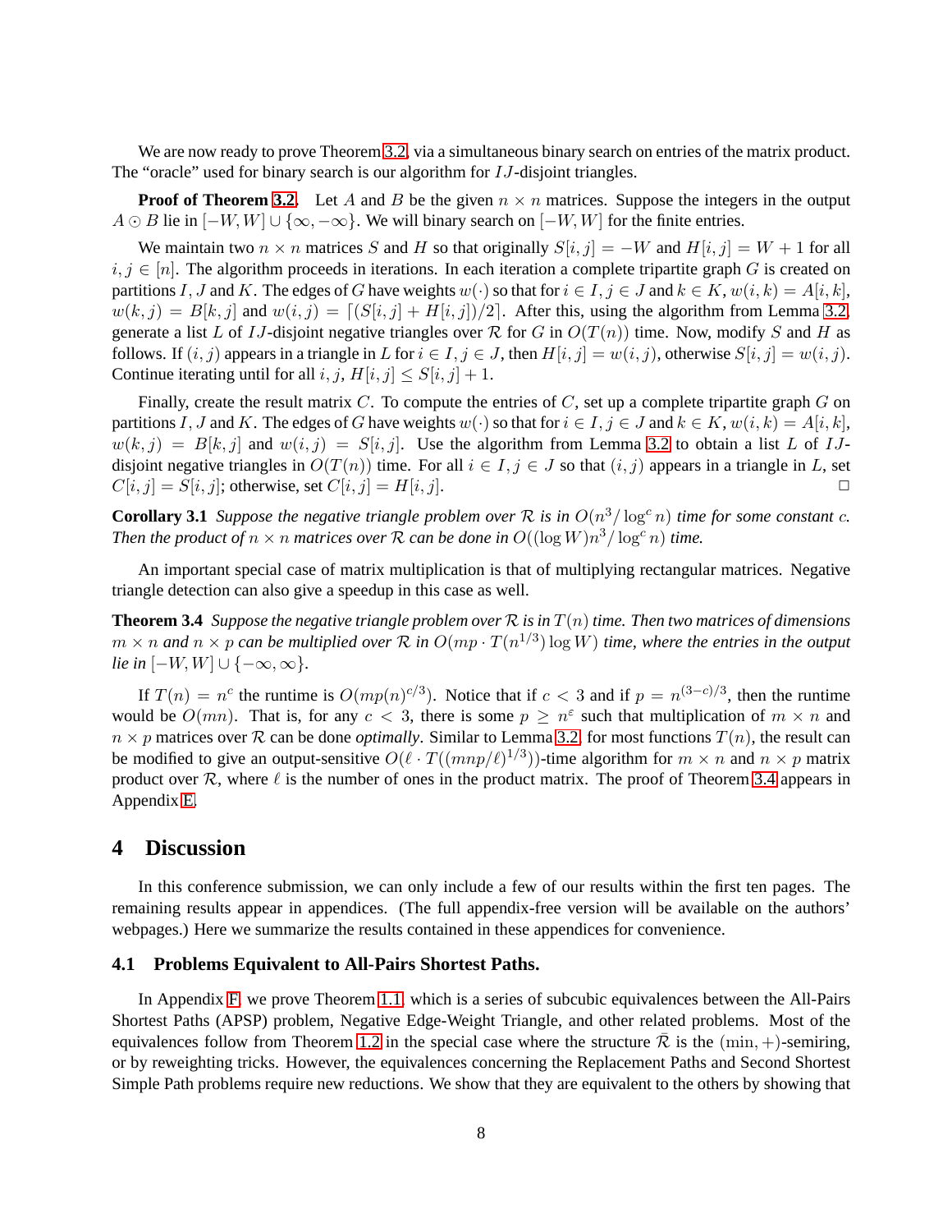We are now ready to prove Theorem 3.2, via a simultaneous binary search on entries of the matrix product. The "oracle" used for binary search is our algorithm for $IJ$-disjoint triangles.

**Proof of Theorem 3.2.** Let $A$ and $B$ be the given $n \times n$ matrices. Suppose the integers in the output $A \odot B$ lie in $[-W, W] \cup \{\infty, -\infty\}$. We will binary search on $[-W, W]$ for the finite entries.

We maintain two $n \times n$ matrices $S$ and $H$ so that originally $S[i,j] = -W$ and $H[i,j] = W + 1$ for all $i, j \in [n]$. The algorithm proceeds in iterations. In each iteration a complete tripartite graph $G$ is created on partitions $I, J$ and $K$. The edges of $G$ have weights $w(\cdot)$ so that for $i \in I, j \in J$ and $k \in K$, $w(i,k) = A[i,k]$, $w(k,j) = B[k,j]$ and $w(i,j) = \lceil (S[i,j] + H[i,j])/2 \rceil$. After this, using the algorithm from Lemma 3.2, generate a list $L$ of $IJ$-disjoint negative triangles over $\mathcal{R}$ for $G$ in $O(T(n))$ time. Now, modify $S$ and $H$ as follows. If $(i,j)$ appears in a triangle in $L$ for $i \in I, j \in J$, then $H[i,j] = w(i,j)$, otherwise $S[i,j] = w(i,j)$. Continue iterating until for all $i, j$, $H[i,j] \le S[i,j] + 1$.

Finally, create the result matrix $C$. To compute the entries of $C$, set up a complete tripartite graph $G$ on partitions $I, J$ and $K$. The edges of $G$ have weights $w(\cdot)$ so that for $i \in I, j \in J$ and $k \in K$, $w(i,k) = A[i,k]$, $w(k,j) = B[k,j]$ and $w(i,j) = S[i,j]$. Use the algorithm from Lemma 3.2 to obtain a list $L$ of $IJ$-disjoint negative triangles in $O(T(n))$ time. For all $i \in I, j \in J$ so that $(i,j)$ appears in a triangle in $L$, set $C[i,j] = S[i,j]$; otherwise, set $C[i,j] = H[i,j]$. $\square$

**Corollary 3.1** *Suppose the negative triangle problem over $\mathcal{R}$ is in $O(n^3/\log^c n)$ time for some constant $c$. Then the product of $n \times n$ matrices over $\mathcal{R}$ can be done in $O((\log W)n^3/\log^c n)$ time.*

An important special case of matrix multiplication is that of multiplying rectangular matrices. Negative triangle detection can also give a speedup in this case as well.

**Theorem 3.4** *Suppose the negative triangle problem over $\mathcal{R}$ is in $T(n)$ time. Then two matrices of dimensions $m \times n$ and $n \times p$ can be multiplied over $\mathcal{R}$ in $O(mp \cdot T(n^{1/3}) \log W)$ time, where the entries in the output lie in $[-W, W] \cup \{-\infty, \infty\}$.*

If $T(n) = n^c$ the runtime is $O(mp(n)^{c/3})$. Notice that if $c < 3$ and if $p = n^{(3-c)/3}$, then the runtime would be $O(mn)$. That is, for any $c < 3$, there is some $p \ge n^{\varepsilon}$ such that multiplication of $m \times n$ and $n \times p$ matrices over $\mathcal{R}$ can be done *optimally*. Similar to Lemma 3.2, for most functions $T(n)$, the result can be modified to give an output-sensitive $O(\ell \cdot T((mnp/\ell)^{1/3}))$-time algorithm for $m \times n$ and $n \times p$ matrix product over $\mathcal{R}$, where $\ell$ is the number of ones in the product matrix. The proof of Theorem 3.4 appears in Appendix E.

# 4 Discussion

In this conference submission, we can only include a few of our results within the first ten pages. The remaining results appear in appendices. (The full appendix-free version will be available on the authors' webpages.) Here we summarize the results contained in these appendices for convenience.

## 4.1 Problems Equivalent to All-Pairs Shortest Paths.

In Appendix F, we prove Theorem 1.1, which is a series of subcubic equivalences between the All-Pairs Shortest Paths (APSP) problem, Negative Edge-Weight Triangle, and other related problems. Most of the equivalences follow from Theorem 1.2 in the special case where the structure $\bar{\mathcal{R}}$ is the $(\min, +)$-semiring, or by reweighting tricks. However, the equivalences concerning the Replacement Paths and Second Shortest Simple Path problems require new reductions. We show that they are equivalent to the others by showing that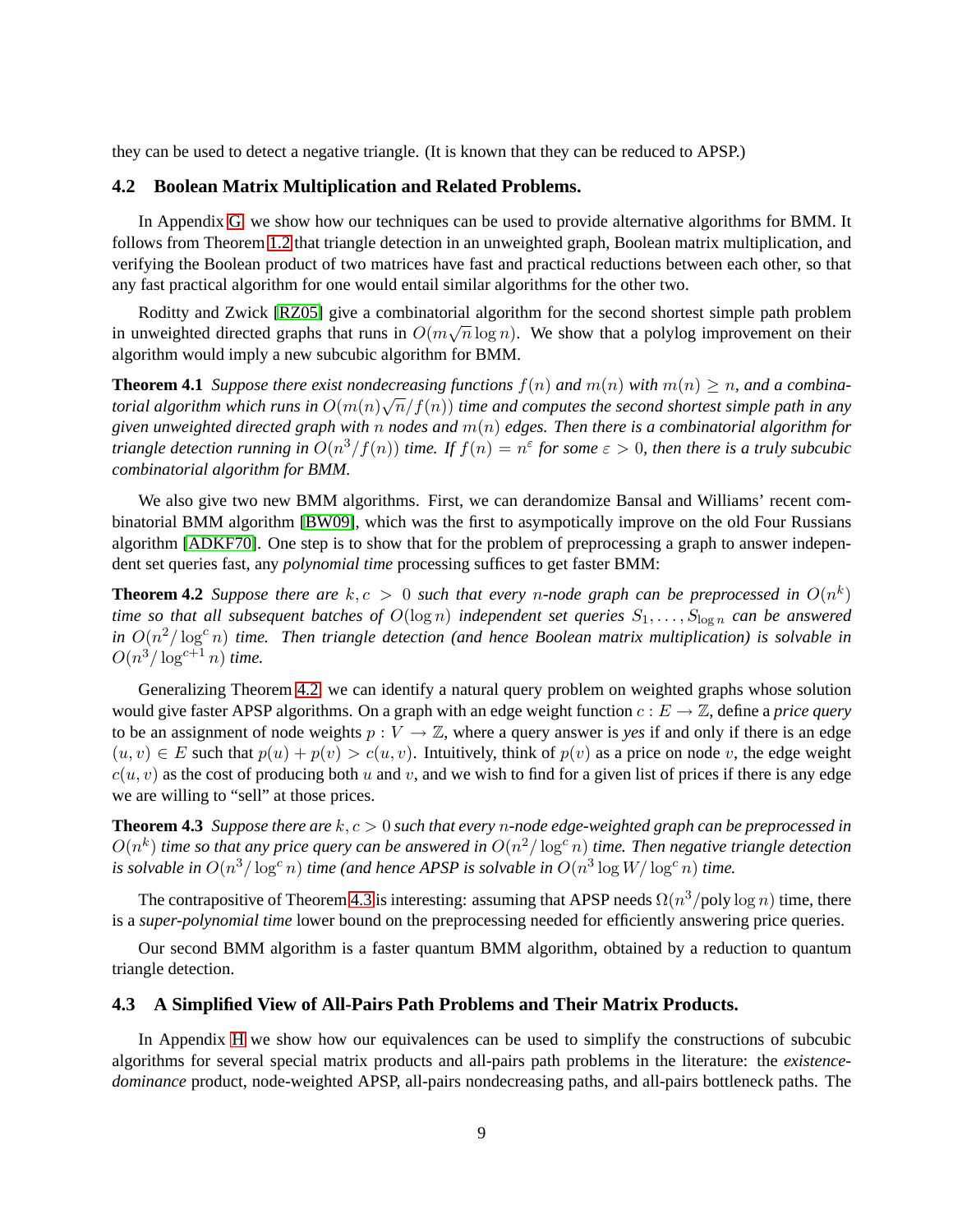they can be used to detect a negative triangle. (It is known that they can be reduced to APSP.)

### 4.2 Boolean Matrix Multiplication and Related Problems.

In Appendix G, we show how our techniques can be used to provide alternative algorithms for BMM. It follows from Theorem 1.2 that triangle detection in an unweighted graph, Boolean matrix multiplication, and verifying the Boolean product of two matrices have fast and practical reductions between each other, so that any fast practical algorithm for one would entail similar algorithms for the other two.

Roditty and Zwick [RZ05] give a combinatorial algorithm for the second shortest simple path problem in unweighted directed graphs that runs in $O(m\sqrt{n}\log n)$. We show that a polylog improvement on their algorithm would imply a new subcubic algorithm for BMM.

**Theorem 4.1** *Suppose there exist nondecreasing functions $f(n)$ and $m(n)$ with $m(n) \geq n$, and a combinatorial algorithm which runs in $O(m(n)\sqrt{n}/f(n))$ time and computes the second shortest simple path in any given unweighted directed graph with $n$ nodes and $m(n)$ edges. Then there is a combinatorial algorithm for triangle detection running in $O(n^3/f(n))$ time. If $f(n) = n^{\varepsilon}$ for some $\varepsilon > 0$, then there is a truly subcubic combinatorial algorithm for BMM.*

We also give two new BMM algorithms. First, we can derandomize Bansal and Williams' recent combinatorial BMM algorithm [BW09], which was the first to asympotically improve on the old Four Russians algorithm [ADKF70]. One step is to show that for the problem of preprocessing a graph to answer independent set queries fast, any *polynomial time* processing suffices to get faster BMM:

**Theorem 4.2** *Suppose there are $k, c > 0$ such that every $n$-node graph can be preprocessed in $O(n^k)$ time so that all subsequent batches of $O(\log n)$ independent set queries $S_1, \ldots, S_{\log n}$ can be answered in $O(n^2/\log^c n)$ time. Then triangle detection (and hence Boolean matrix multiplication) is solvable in $O(n^3/\log^{c+1} n)$ time.*

Generalizing Theorem 4.2, we can identify a natural query problem on weighted graphs whose solution would give faster APSP algorithms. On a graph with an edge weight function $c : E \to \mathbb{Z}$, define a *price query* to be an assignment of node weights $p : V \to \mathbb{Z}$, where a query answer is *yes* if and only if there is an edge $(u, v) \in E$ such that $p(u) + p(v) > c(u, v)$. Intuitively, think of $p(v)$ as a price on node $v$, the edge weight $c(u, v)$ as the cost of producing both $u$ and $v$, and we wish to find for a given list of prices if there is any edge we are willing to "sell" at those prices.

**Theorem 4.3** *Suppose there are $k, c > 0$ such that every $n$-node edge-weighted graph can be preprocessed in $O(n^k)$ time so that any price query can be answered in $O(n^2/\log^c n)$ time. Then negative triangle detection is solvable in $O(n^3/\log^c n)$ time (and hence APSP is solvable in $O(n^3 \log W/\log^c n)$ time.*

The contrapositive of Theorem 4.3 is interesting: assuming that APSP needs $\Omega(n^3/\text{poly}\log n)$ time, there is a *super-polynomial time* lower bound on the preprocessing needed for efficiently answering price queries.

Our second BMM algorithm is a faster quantum BMM algorithm, obtained by a reduction to quantum triangle detection.

### 4.3 A Simplified View of All-Pairs Path Problems and Their Matrix Products.

In Appendix H we show how our equivalences can be used to simplify the constructions of subcubic algorithms for several special matrix products and all-pairs path problems in the literature: the *existence-dominance* product, node-weighted APSP, all-pairs nondecreasing paths, and all-pairs bottleneck paths. The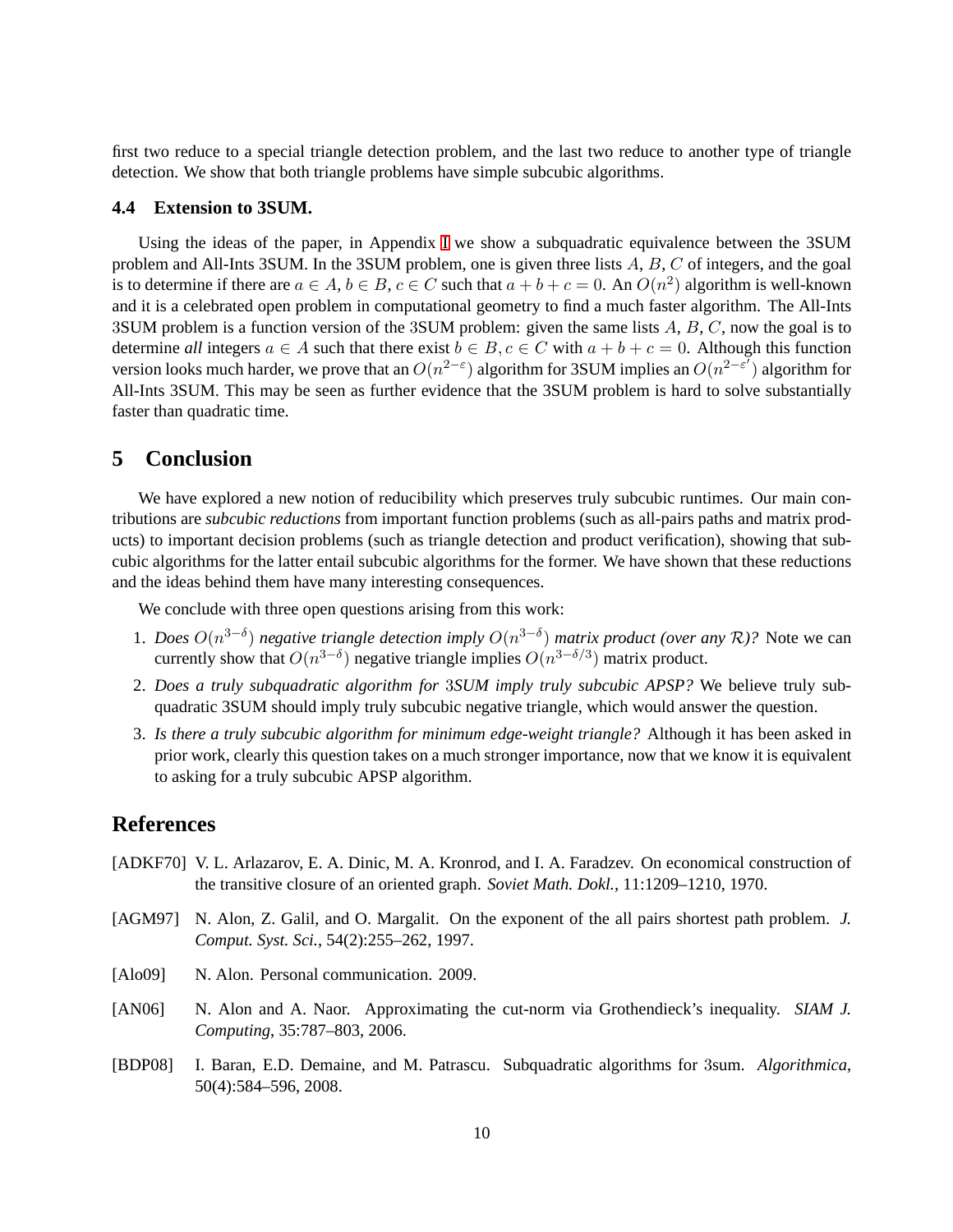first two reduce to a special triangle detection problem, and the last two reduce to another type of triangle detection. We show that both triangle problems have simple subcubic algorithms.

### 4.4 Extension to 3SUM.

Using the ideas of the paper, in Appendix I we show a subquadratic equivalence between the 3SUM problem and All-Ints 3SUM. In the 3SUM problem, one is given three lists $A$, $B$, $C$ of integers, and the goal is to determine if there are $a \in A$, $b \in B$, $c \in C$ such that $a + b + c = 0$. An $O(n^2)$ algorithm is well-known and it is a celebrated open problem in computational geometry to find a much faster algorithm. The All-Ints 3SUM problem is a function version of the 3SUM problem: given the same lists $A$, $B$, $C$, now the goal is to determine *all* integers $a \in A$ such that there exist $b \in B, c \in C$ with $a + b + c = 0$. Although this function version looks much harder, we prove that an $O(n^{2-\varepsilon})$ algorithm for 3SUM implies an $O(n^{2-\varepsilon'})$ algorithm for All-Ints 3SUM. This may be seen as further evidence that the 3SUM problem is hard to solve substantially faster than quadratic time.

## 5 Conclusion

We have explored a new notion of reducibility which preserves truly subcubic runtimes. Our main contributions are *subcubic reductions* from important function problems (such as all-pairs paths and matrix products) to important decision problems (such as triangle detection and product verification), showing that subcubic algorithms for the latter entail subcubic algorithms for the former. We have shown that these reductions and the ideas behind them have many interesting consequences.

We conclude with three open questions arising from this work:

1. *Does $O(n^{3-\delta})$ negative triangle detection imply $O(n^{3-\delta})$ matrix product (over any $\mathcal{R}$)?* Note we can currently show that $O(n^{3-\delta})$ negative triangle implies $O(n^{3-\delta/3})$ matrix product.
2. *Does a truly subquadratic algorithm for 3SUM imply truly subcubic APSP?* We believe truly subquadratic 3SUM should imply truly subcubic negative triangle, which would answer the question.
3. *Is there a truly subcubic algorithm for minimum edge-weight triangle?* Although it has been asked in prior work, clearly this question takes on a much stronger importance, now that we know it is equivalent to asking for a truly subcubic APSP algorithm.

## References

[ADKF70] V. L. Arlazarov, E. A. Dinic, M. A. Kronrod, and I. A. Faradzev. On economical construction of the transitive closure of an oriented graph. *Soviet Math. Dokl.*, 11:1209–1210, 1970.

[AGM97] N. Alon, Z. Galil, and O. Margalit. On the exponent of the all pairs shortest path problem. *J. Comput. Syst. Sci.*, 54(2):255–262, 1997.

[Alo09] N. Alon. Personal communication. 2009.

[AN06] N. Alon and A. Naor. Approximating the cut-norm via Grothendieck's inequality. *SIAM J. Computing*, 35:787–803, 2006.

[BDP08] I. Baran, E.D. Demaine, and M. Patrascu. Subquadratic algorithms for 3sum. *Algorithmica*, 50(4):584–596, 2008.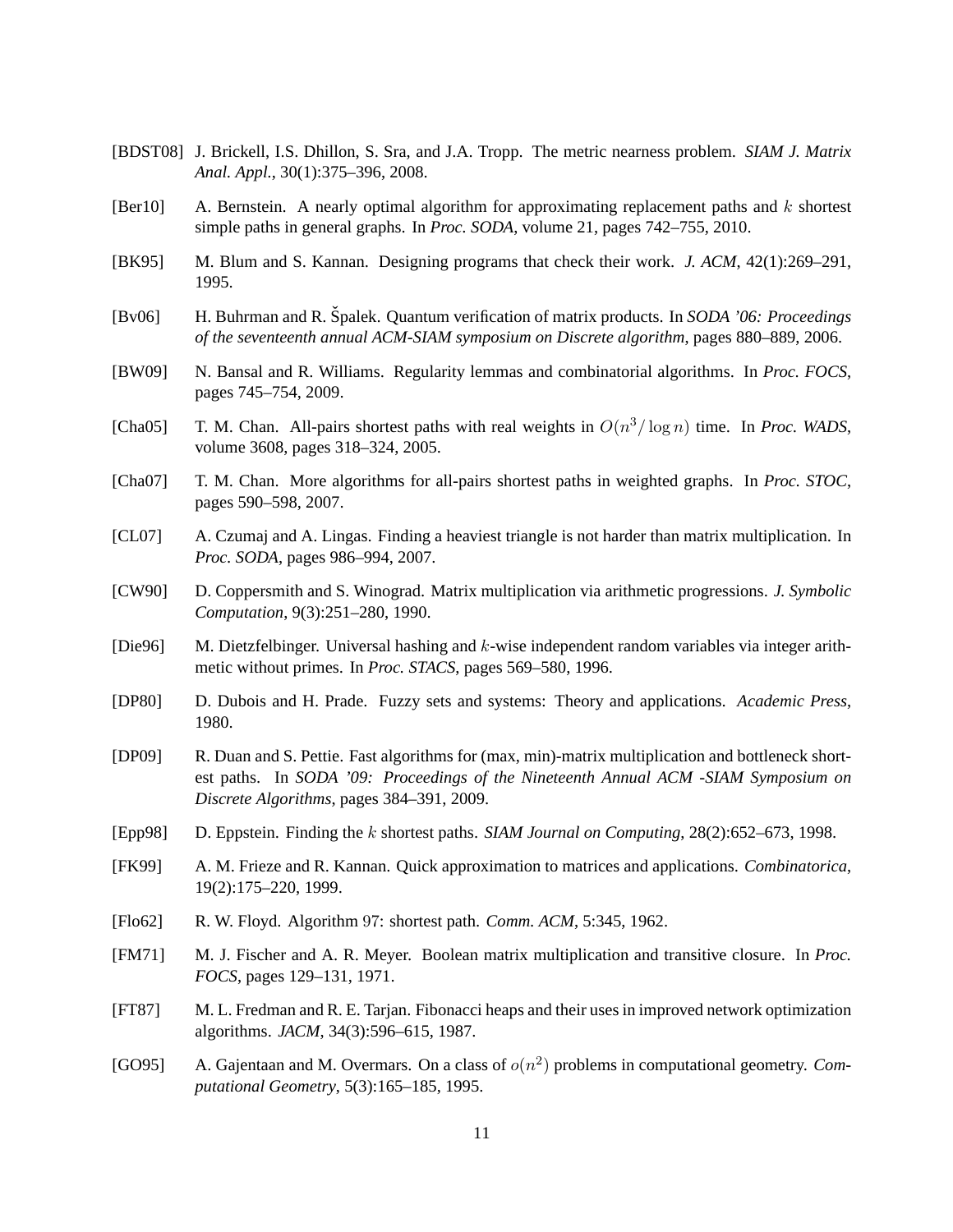[BDST08] J. Brickell, I.S. Dhillon, S. Sra, and J.A. Tropp. The metric nearness problem. *SIAM J. Matrix Anal. Appl.*, 30(1):375–396, 2008.

[Ber10] A. Bernstein. A nearly optimal algorithm for approximating replacement paths and $k$ shortest simple paths in general graphs. In *Proc. SODA*, volume 21, pages 742–755, 2010.

[BK95] M. Blum and S. Kannan. Designing programs that check their work. *J. ACM*, 42(1):269–291, 1995.

[Bv06] H. Buhrman and R. Špalek. Quantum verification of matrix products. In *SODA '06: Proceedings of the seventeenth annual ACM-SIAM symposium on Discrete algorithm*, pages 880–889, 2006.

[BW09] N. Bansal and R. Williams. Regularity lemmas and combinatorial algorithms. In *Proc. FOCS*, pages 745–754, 2009.

[Cha05] T. M. Chan. All-pairs shortest paths with real weights in $O(n^3/\log n)$ time. In *Proc. WADS*, volume 3608, pages 318–324, 2005.

[Cha07] T. M. Chan. More algorithms for all-pairs shortest paths in weighted graphs. In *Proc. STOC*, pages 590–598, 2007.

[CL07] A. Czumaj and A. Lingas. Finding a heaviest triangle is not harder than matrix multiplication. In *Proc. SODA*, pages 986–994, 2007.

[CW90] D. Coppersmith and S. Winograd. Matrix multiplication via arithmetic progressions. *J. Symbolic Computation*, 9(3):251–280, 1990.

[Die96] M. Dietzfelbinger. Universal hashing and $k$-wise independent random variables via integer arithmetic without primes. In *Proc. STACS*, pages 569–580, 1996.

[DP80] D. Dubois and H. Prade. Fuzzy sets and systems: Theory and applications. *Academic Press*, 1980.

[DP09] R. Duan and S. Pettie. Fast algorithms for (max, min)-matrix multiplication and bottleneck shortest paths. In *SODA '09: Proceedings of the Nineteenth Annual ACM -SIAM Symposium on Discrete Algorithms*, pages 384–391, 2009.

[Epp98] D. Eppstein. Finding the $k$ shortest paths. *SIAM Journal on Computing*, 28(2):652–673, 1998.

[FK99] A. M. Frieze and R. Kannan. Quick approximation to matrices and applications. *Combinatorica*, 19(2):175–220, 1999.

[Flo62] R. W. Floyd. Algorithm 97: shortest path. *Comm. ACM*, 5:345, 1962.

[FM71] M. J. Fischer and A. R. Meyer. Boolean matrix multiplication and transitive closure. In *Proc. FOCS*, pages 129–131, 1971.

[FT87] M. L. Fredman and R. E. Tarjan. Fibonacci heaps and their uses in improved network optimization algorithms. *JACM*, 34(3):596–615, 1987.

[GO95] A. Gajentaan and M. Overmars. On a class of $o(n^2)$ problems in computational geometry. *Computational Geometry*, 5(3):165–185, 1995.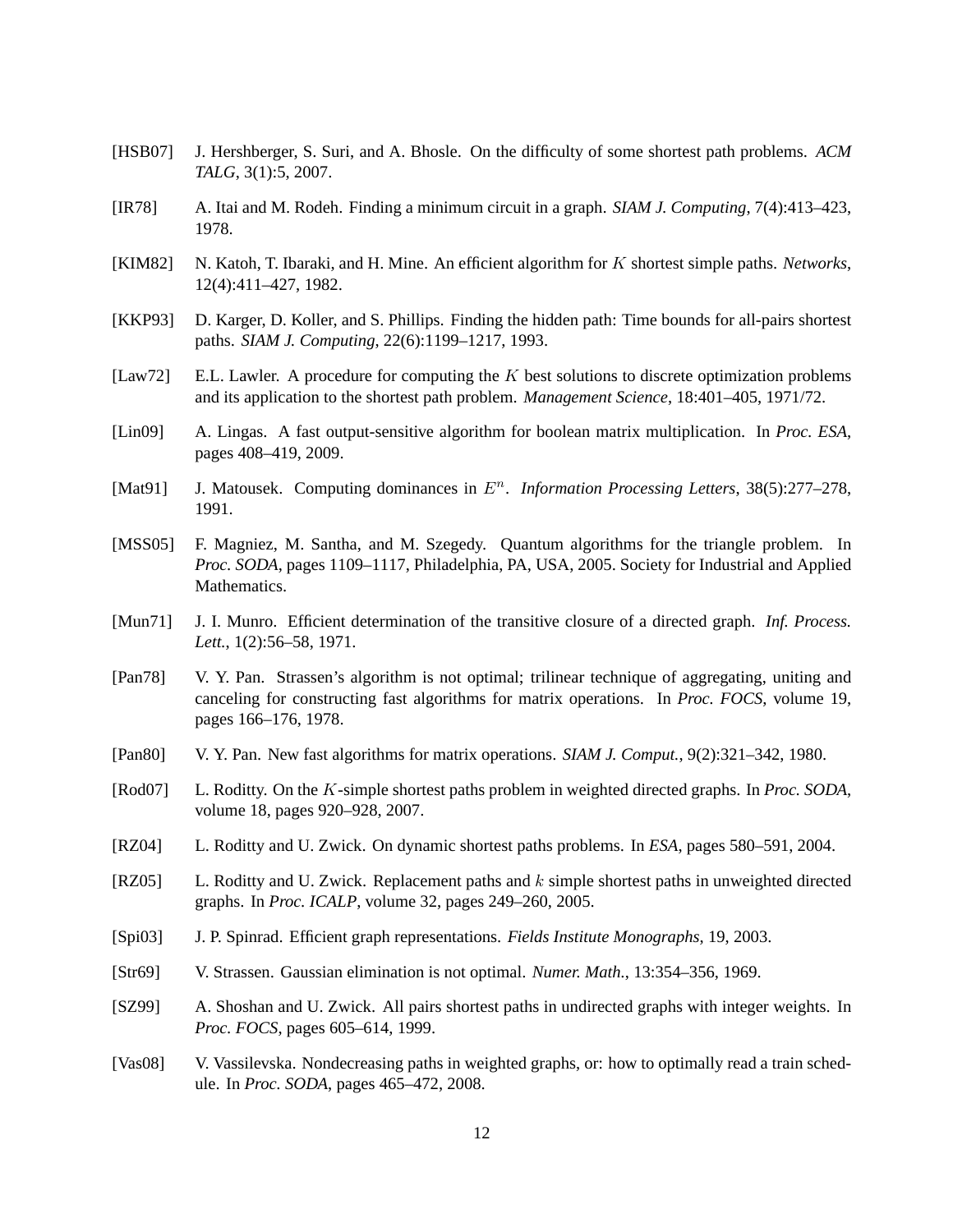[HSB07] J. Hershberger, S. Suri, and A. Bhosle. On the difficulty of some shortest path problems. *ACM TALG*, 3(1):5, 2007.

[IR78] A. Itai and M. Rodeh. Finding a minimum circuit in a graph. *SIAM J. Computing*, 7(4):413–423, 1978.

[KIM82] N. Katoh, T. Ibaraki, and H. Mine. An efficient algorithm for $K$ shortest simple paths. *Networks*, 12(4):411–427, 1982.

[KKP93] D. Karger, D. Koller, and S. Phillips. Finding the hidden path: Time bounds for all-pairs shortest paths. *SIAM J. Computing*, 22(6):1199–1217, 1993.

[Law72] E.L. Lawler. A procedure for computing the $K$ best solutions to discrete optimization problems and its application to the shortest path problem. *Management Science*, 18:401–405, 1971/72.

[Lin09] A. Lingas. A fast output-sensitive algorithm for boolean matrix multiplication. In *Proc. ESA*, pages 408–419, 2009.

[Mat91] J. Matousek. Computing dominances in $E^n$. *Information Processing Letters*, 38(5):277–278, 1991.

[MSS05] F. Magniez, M. Santha, and M. Szegedy. Quantum algorithms for the triangle problem. In *Proc. SODA*, pages 1109–1117, Philadelphia, PA, USA, 2005. Society for Industrial and Applied Mathematics.

[Mun71] J. I. Munro. Efficient determination of the transitive closure of a directed graph. *Inf. Process. Lett.*, 1(2):56–58, 1971.

[Pan78] V. Y. Pan. Strassen's algorithm is not optimal; trilinear technique of aggregating, uniting and canceling for constructing fast algorithms for matrix operations. In *Proc. FOCS*, volume 19, pages 166–176, 1978.

[Pan80] V. Y. Pan. New fast algorithms for matrix operations. *SIAM J. Comput.*, 9(2):321–342, 1980.

[Rod07] L. Roditty. On the $K$-simple shortest paths problem in weighted directed graphs. In *Proc. SODA*, volume 18, pages 920–928, 2007.

[RZ04] L. Roditty and U. Zwick. On dynamic shortest paths problems. In *ESA*, pages 580–591, 2004.

[RZ05] L. Roditty and U. Zwick. Replacement paths and $k$ simple shortest paths in unweighted directed graphs. In *Proc. ICALP*, volume 32, pages 249–260, 2005.

[Spi03] J. P. Spinrad. Efficient graph representations. *Fields Institute Monographs*, 19, 2003.

[Str69] V. Strassen. Gaussian elimination is not optimal. *Numer. Math.*, 13:354–356, 1969.

[SZ99] A. Shoshan and U. Zwick. All pairs shortest paths in undirected graphs with integer weights. In *Proc. FOCS*, pages 605–614, 1999.

[Vas08] V. Vassilevska. Nondecreasing paths in weighted graphs, or: how to optimally read a train schedule. In *Proc. SODA*, pages 465–472, 2008.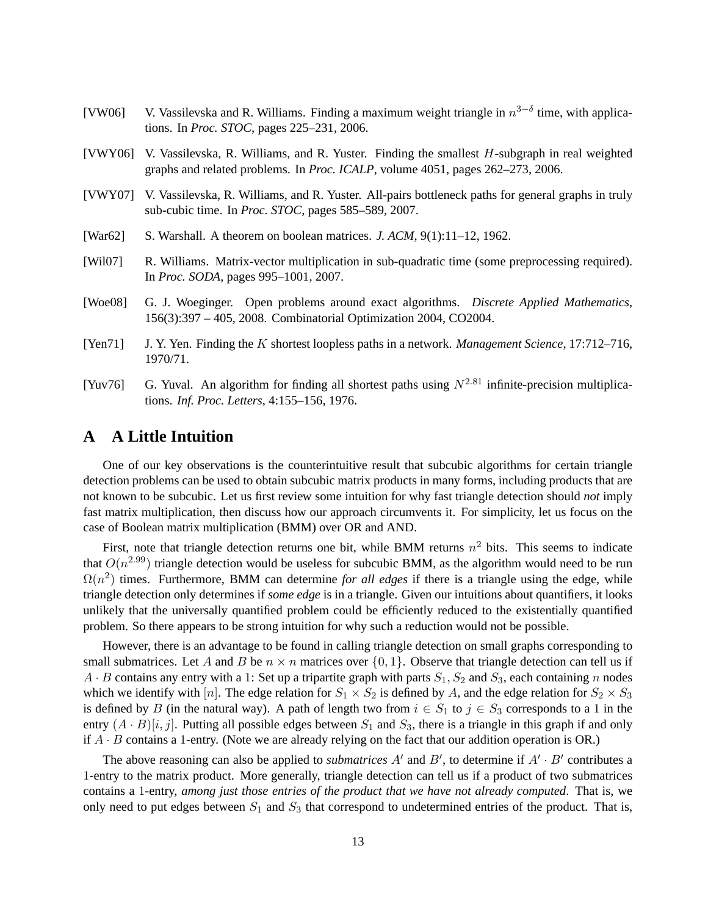[VW06] V. Vassilevska and R. Williams. Finding a maximum weight triangle in $n^{3-\delta}$ time, with applications. In *Proc. STOC*, pages 225–231, 2006.

[VWY06] V. Vassilevska, R. Williams, and R. Yuster. Finding the smallest $H$-subgraph in real weighted graphs and related problems. In *Proc. ICALP*, volume 4051, pages 262–273, 2006.

[VWY07] V. Vassilevska, R. Williams, and R. Yuster. All-pairs bottleneck paths for general graphs in truly sub-cubic time. In *Proc. STOC*, pages 585–589, 2007.

[War62] S. Warshall. A theorem on boolean matrices. *J. ACM*, 9(1):11–12, 1962.

[Wil07] R. Williams. Matrix-vector multiplication in sub-quadratic time (some preprocessing required). In *Proc. SODA*, pages 995–1001, 2007.

[Woe08] G. J. Woeginger. Open problems around exact algorithms. *Discrete Applied Mathematics*, 156(3):397 – 405, 2008. Combinatorial Optimization 2004, CO2004.

[Yen71] J. Y. Yen. Finding the $K$ shortest loopless paths in a network. *Management Science*, 17:712–716, 1970/71.

[Yuv76] G. Yuval. An algorithm for finding all shortest paths using $N^{2.81}$ infinite-precision multiplications. *Inf. Proc. Letters*, 4:155–156, 1976.

# A A Little Intuition

One of our key observations is the counterintuitive result that subcubic algorithms for certain triangle detection problems can be used to obtain subcubic matrix products in many forms, including products that are not known to be subcubic. Let us first review some intuition for why fast triangle detection should *not* imply fast matrix multiplication, then discuss how our approach circumvents it. For simplicity, let us focus on the case of Boolean matrix multiplication (BMM) over OR and AND.

First, note that triangle detection returns one bit, while BMM returns $n^2$ bits. This seems to indicate that $O(n^{2.99})$ triangle detection would be useless for subcubic BMM, as the algorithm would need to be run $\Omega(n^2)$ times. Furthermore, BMM can determine *for all edges* if there is a triangle using the edge, while triangle detection only determines if *some edge* is in a triangle. Given our intuitions about quantifiers, it looks unlikely that the universally quantified problem could be efficiently reduced to the existentially quantified problem. So there appears to be strong intuition for why such a reduction would not be possible.

However, there is an advantage to be found in calling triangle detection on small graphs corresponding to small submatrices. Let $A$ and $B$ be $n \times n$ matrices over $\{0, 1\}$. Observe that triangle detection can tell us if $A \cdot B$ contains any entry with a 1: Set up a tripartite graph with parts $S_1, S_2$ and $S_3$, each containing $n$ nodes which we identify with $[n]$. The edge relation for $S_1 \times S_2$ is defined by $A$, and the edge relation for $S_2 \times S_3$ is defined by $B$ (in the natural way). A path of length two from $i \in S_1$ to $j \in S_3$ corresponds to a 1 in the entry $(A \cdot B)[i, j]$. Putting all possible edges between $S_1$ and $S_3$, there is a triangle in this graph if and only if $A \cdot B$ contains a 1-entry. (Note we are already relying on the fact that our addition operation is OR.)

The above reasoning can also be applied to *submatrices* $A'$ and $B'$, to determine if $A' \cdot B'$ contributes a 1-entry to the matrix product. More generally, triangle detection can tell us if a product of two submatrices contains a 1-entry, *among just those entries of the product that we have not already computed*. That is, we only need to put edges between $S_1$ and $S_3$ that correspond to undetermined entries of the product. That is,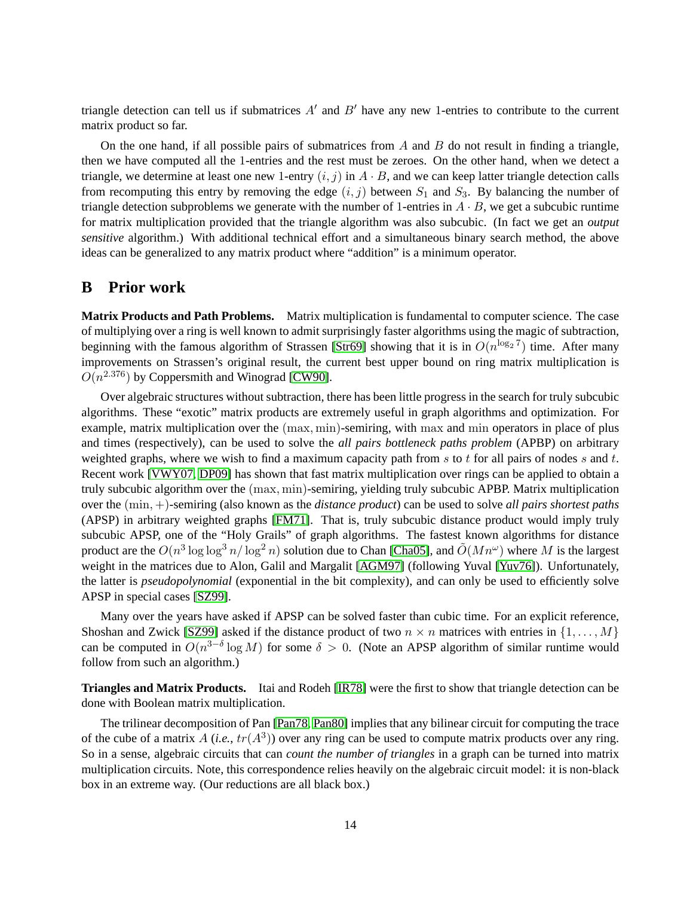triangle detection can tell us if submatrices $A'$ and $B'$ have any new 1-entries to contribute to the current matrix product so far.

On the one hand, if all possible pairs of submatrices from $A$ and $B$ do not result in finding a triangle, then we have computed all the 1-entries and the rest must be zeroes. On the other hand, when we detect a triangle, we determine at least one new 1-entry $(i, j)$ in $A \cdot B$, and we can keep latter triangle detection calls from recomputing this entry by removing the edge $(i, j)$ between $S_1$ and $S_3$. By balancing the number of triangle detection subproblems we generate with the number of 1-entries in $A \cdot B$, we get a subcubic runtime for matrix multiplication provided that the triangle algorithm was also subcubic. (In fact we get an *output sensitive* algorithm.) With additional technical effort and a simultaneous binary search method, the above ideas can be generalized to any matrix product where "addition" is a minimum operator.

# B Prior work

**Matrix Products and Path Problems.** Matrix multiplication is fundamental to computer science. The case of multiplying over a ring is well known to admit surprisingly faster algorithms using the magic of subtraction, beginning with the famous algorithm of Strassen [Str69] showing that it is in $O(n^{\log_2 7})$ time. After many improvements on Strassen's original result, the current best upper bound on ring matrix multiplication is $O(n^{2.376})$ by Coppersmith and Winograd [CW90].

Over algebraic structures without subtraction, there has been little progress in the search for truly subcubic algorithms. These "exotic" matrix products are extremely useful in graph algorithms and optimization. For example, matrix multiplication over the $(\max, \min)$-semiring, with $\max$ and $\min$ operators in place of plus and times (respectively), can be used to solve the *all pairs bottleneck paths problem* (APBP) on arbitrary weighted graphs, where we wish to find a maximum capacity path from $s$ to $t$ for all pairs of nodes $s$ and $t$. Recent work [VWY07, DP09] has shown that fast matrix multiplication over rings can be applied to obtain a truly subcubic algorithm over the $(\max, \min)$-semiring, yielding truly subcubic APBP. Matrix multiplication over the $(\min, +)$-semiring (also known as the *distance product*) can be used to solve *all pairs shortest paths* (APSP) in arbitrary weighted graphs [FM71]. That is, truly subcubic distance product would imply truly subcubic APSP, one of the "Holy Grails" of graph algorithms. The fastest known algorithms for distance product are the $O(n^3 \log\log^3 n / \log^2 n)$ solution due to Chan [Cha05], and $\tilde{O}(Mn^{\omega})$ where $M$ is the largest weight in the matrices due to Alon, Galil and Margalit [AGM97] (following Yuval [Yuv76]). Unfortunately, the latter is *pseudopolynomial* (exponential in the bit complexity), and can only be used to efficiently solve APSP in special cases [SZ99].

Many over the years have asked if APSP can be solved faster than cubic time. For an explicit reference, Shoshan and Zwick [SZ99] asked if the distance product of two $n \times n$ matrices with entries in $\{1, \ldots, M\}$ can be computed in $O(n^{3-\delta} \log M)$ for some $\delta > 0$. (Note an APSP algorithm of similar runtime would follow from such an algorithm.)

**Triangles and Matrix Products.** Itai and Rodeh [IR78] were the first to show that triangle detection can be done with Boolean matrix multiplication.

The trilinear decomposition of Pan [Pan78, Pan80] implies that any bilinear circuit for computing the trace of the cube of a matrix $A$ (*i.e.*, $tr(A^3)$) over any ring can be used to compute matrix products over any ring. So in a sense, algebraic circuits that can *count the number of triangles* in a graph can be turned into matrix multiplication circuits. Note, this correspondence relies heavily on the algebraic circuit model: it is non-black box in an extreme way. (Our reductions are all black box.)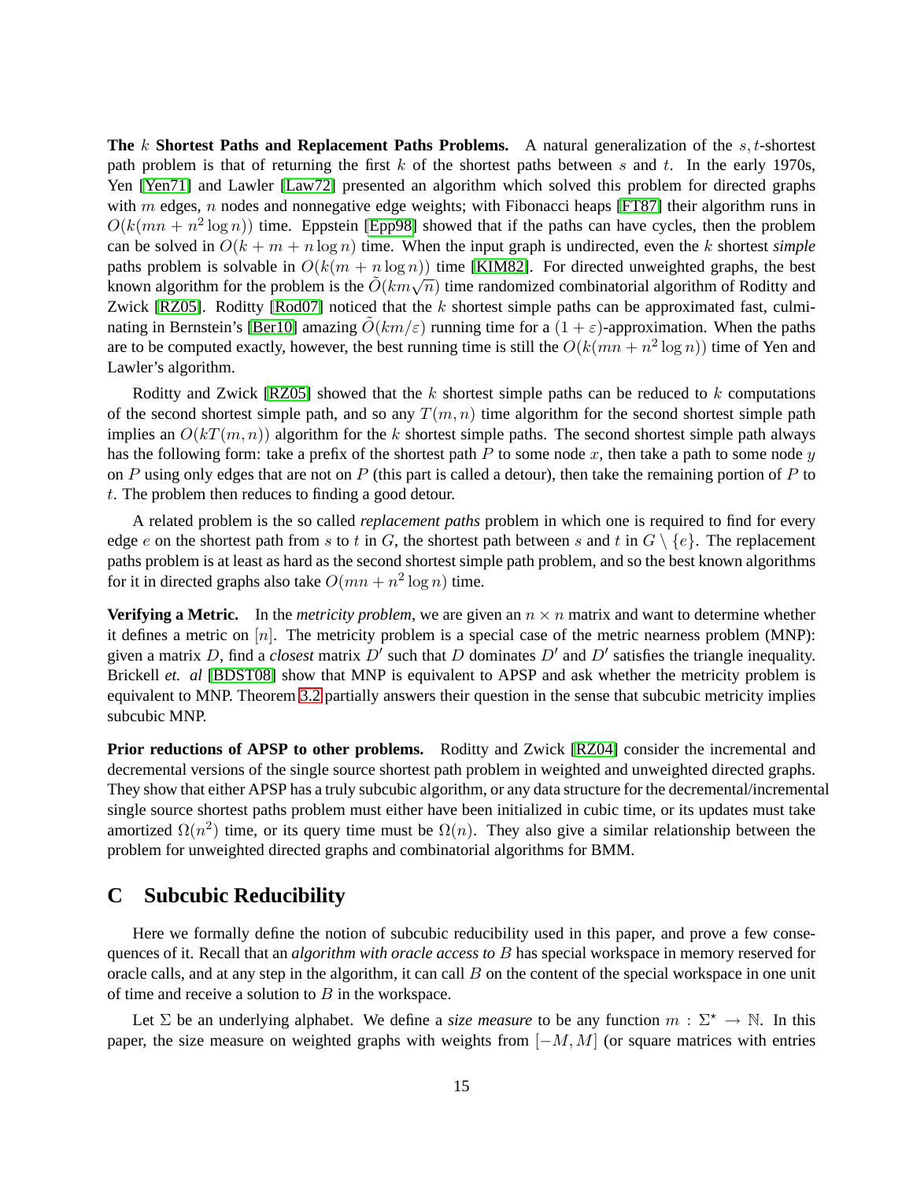**The $k$ Shortest Paths and Replacement Paths Problems.** A natural generalization of the $s, t$-shortest path problem is that of returning the first $k$ of the shortest paths between $s$ and $t$. In the early 1970s, Yen [Yen71] and Lawler [Law72] presented an algorithm which solved this problem for directed graphs with $m$ edges, $n$ nodes and nonnegative edge weights; with Fibonacci heaps [FT87] their algorithm runs in $O(k(mn + n^2 \log n))$ time. Eppstein [Epp98] showed that if the paths can have cycles, then the problem can be solved in $O(k + m + n \log n)$ time. When the input graph is undirected, even the $k$ shortest *simple* paths problem is solvable in $O(k(m + n \log n))$ time [KIM82]. For directed unweighted graphs, the best known algorithm for the problem is the $\tilde{O}(km\sqrt{n})$ time randomized combinatorial algorithm of Roditty and Zwick [RZ05]. Roditty [Rod07] noticed that the $k$ shortest simple paths can be approximated fast, culminating in Bernstein's [Ber10] amazing $\tilde{O}(km/\varepsilon)$ running time for a $(1+\varepsilon)$-approximation. When the paths are to be computed exactly, however, the best running time is still the $O(k(mn + n^2 \log n))$ time of Yen and Lawler's algorithm.

Roditty and Zwick [RZ05] showed that the $k$ shortest simple paths can be reduced to $k$ computations of the second shortest simple path, and so any $T(m, n)$ time algorithm for the second shortest simple path implies an $O(kT(m, n))$ algorithm for the $k$ shortest simple paths. The second shortest simple path always has the following form: take a prefix of the shortest path $P$ to some node $x$, then take a path to some node $y$ on $P$ using only edges that are not on $P$ (this part is called a detour), then take the remaining portion of $P$ to $t$. The problem then reduces to finding a good detour.

A related problem is the so called *replacement paths* problem in which one is required to find for every edge $e$ on the shortest path from $s$ to $t$ in $G$, the shortest path between $s$ and $t$ in $G \setminus \{e\}$. The replacement paths problem is at least as hard as the second shortest simple path problem, and so the best known algorithms for it in directed graphs also take $O(mn + n^2 \log n)$ time.

**Verifying a Metric.** In the *metricity problem*, we are given an $n \times n$ matrix and want to determine whether it defines a metric on $[n]$. The metricity problem is a special case of the metric nearness problem (MNP): given a matrix $D$, find a *closest* matrix $D'$ such that $D$ dominates $D'$ and $D'$ satisfies the triangle inequality. Brickell *et. al* [BDST08] show that MNP is equivalent to APSP and ask whether the metricity problem is equivalent to MNP. Theorem 3.2 partially answers their question in the sense that subcubic metricity implies subcubic MNP.

**Prior reductions of APSP to other problems.** Roditty and Zwick [RZ04] consider the incremental and decremental versions of the single source shortest path problem in weighted and unweighted directed graphs. They show that either APSP has a truly subcubic algorithm, or any data structure for the decremental/incremental single source shortest paths problem must either have been initialized in cubic time, or its updates must take amortized $\Omega(n^2)$ time, or its query time must be $\Omega(n)$. They also give a similar relationship between the problem for unweighted directed graphs and combinatorial algorithms for BMM.

# C Subcubic Reducibility

Here we formally define the notion of subcubic reducibility used in this paper, and prove a few consequences of it. Recall that an *algorithm with oracle access to* $B$ has special workspace in memory reserved for oracle calls, and at any step in the algorithm, it can call $B$ on the content of the special workspace in one unit of time and receive a solution to $B$ in the workspace.

Let $\Sigma$ be an underlying alphabet. We define a *size measure* to be any function $m : \Sigma^\star \to \mathbb{N}$. In this paper, the size measure on weighted graphs with weights from $[-M, M]$ (or square matrices with entries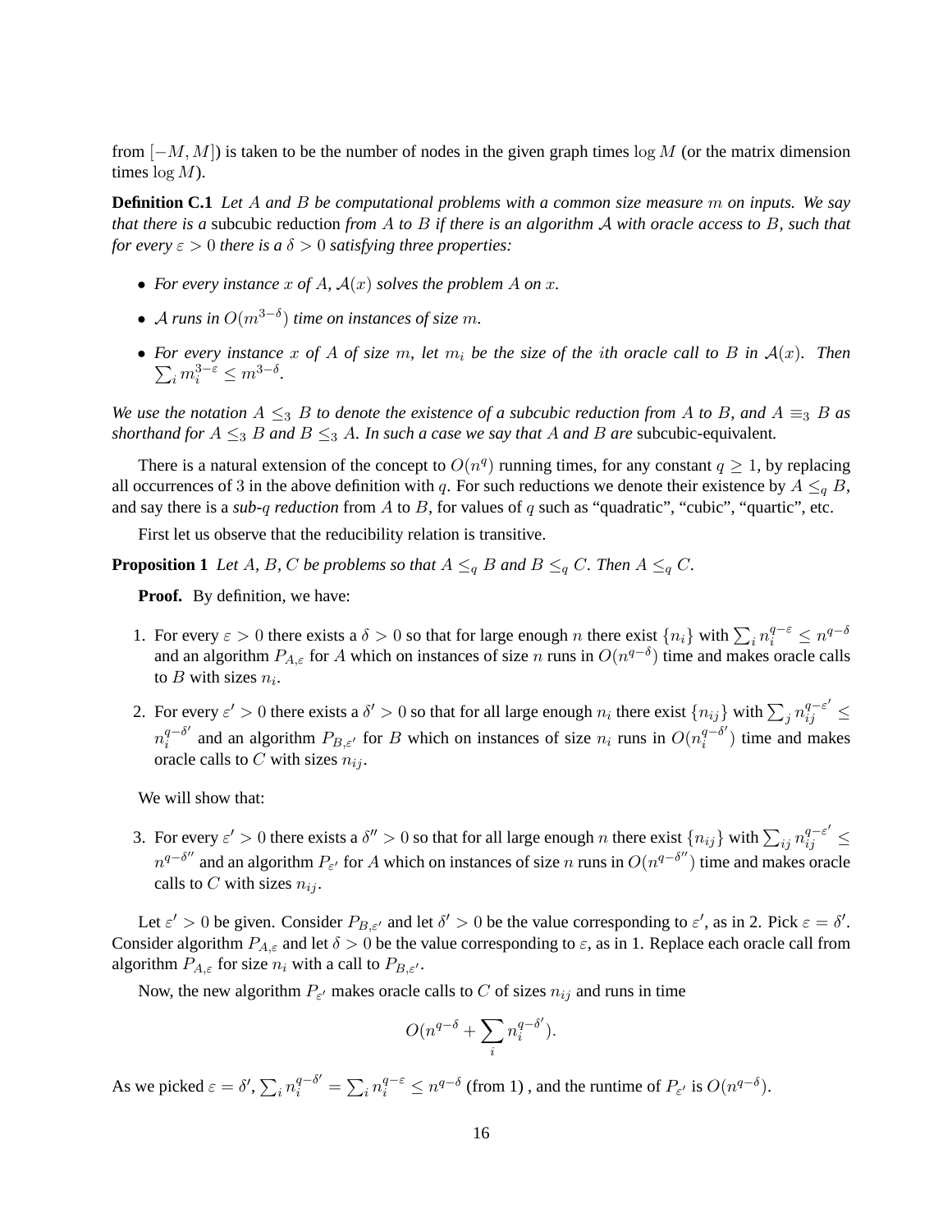from $[-M, M]$) is taken to be the number of nodes in the given graph times $\log M$ (or the matrix dimension times $\log M$).

**Definition C.1** *Let $A$ and $B$ be computational problems with a common size measure $m$ on inputs. We say that there is a* subcubic reduction *from $A$ to $B$ if there is an algorithm $\mathcal{A}$ with oracle access to $B$, such that for every $\varepsilon > 0$ there is a $\delta > 0$ satisfying three properties:*

- *For every instance $x$ of $A$, $\mathcal{A}(x)$ solves the problem $A$ on $x$.*
- *$\mathcal{A}$ runs in $O(m^{3-\delta})$ time on instances of size $m$.*
- *For every instance $x$ of $A$ of size $m$, let $m_i$ be the size of the $i$th oracle call to $B$ in $\mathcal{A}(x)$. Then $\sum_i m_i^{3-\varepsilon} \leq m^{3-\delta}$.*

*We use the notation $A \leq_3 B$ to denote the existence of a subcubic reduction from $A$ to $B$, and $A \equiv_3 B$ as shorthand for $A \leq_3 B$ and $B \leq_3 A$. In such a case we say that $A$ and $B$ are* subcubic-equivalent*.*

There is a natural extension of the concept to $O(n^q)$ running times, for any constant $q \geq 1$, by replacing all occurrences of 3 in the above definition with $q$. For such reductions we denote their existence by $A \leq_q B$, and say there is a *sub-$q$ reduction* from $A$ to $B$, for values of $q$ such as "quadratic", "cubic", "quartic", etc.

First let us observe that the reducibility relation is transitive.

**Proposition 1** *Let $A$, $B$, $C$ be problems so that $A \leq_q B$ and $B \leq_q C$. Then $A \leq_q C$.*

**Proof.** By definition, we have:

1. For every $\varepsilon > 0$ there exists a $\delta > 0$ so that for large enough $n$ there exist $\{n_i\}$ with $\sum_i n_i^{q-\varepsilon} \leq n^{q-\delta}$ and an algorithm $P_{A,\varepsilon}$ for $A$ which on instances of size $n$ runs in $O(n^{q-\delta})$ time and makes oracle calls to $B$ with sizes $n_i$.
2. For every $\varepsilon' > 0$ there exists a $\delta' > 0$ so that for all large enough $n_i$ there exist $\{n_{ij}\}$ with $\sum_j n_{ij}^{q-\varepsilon'} \leq n_i^{q-\delta'}$ and an algorithm $P_{B,\varepsilon'}$ for $B$ which on instances of size $n_i$ runs in $O(n_i^{q-\delta'})$ time and makes oracle calls to $C$ with sizes $n_{ij}$.

We will show that:

3. For every $\varepsilon' > 0$ there exists a $\delta'' > 0$ so that for all large enough $n$ there exist $\{n_{ij}\}$ with $\sum_{ij} n_{ij}^{q-\varepsilon'} \leq n^{q-\delta''}$ and an algorithm $P_{\varepsilon'}$ for $A$ which on instances of size $n$ runs in $O(n^{q-\delta''})$ time and makes oracle calls to $C$ with sizes $n_{ij}$.

Let $\varepsilon' > 0$ be given. Consider $P_{B,\varepsilon'}$ and let $\delta' > 0$ be the value corresponding to $\varepsilon'$, as in 2. Pick $\varepsilon = \delta'$. Consider algorithm $P_{A,\varepsilon}$ and let $\delta > 0$ be the value corresponding to $\varepsilon$, as in 1. Replace each oracle call from algorithm $P_{A,\varepsilon}$ for size $n_i$ with a call to $P_{B,\varepsilon'}$.

Now, the new algorithm $P_{\varepsilon'}$ makes oracle calls to $C$ of sizes $n_{ij}$ and runs in time

$$O(n^{q-\delta} + \sum_i n_i^{q-\delta'}).$$

As we picked $\varepsilon = \delta'$, $\sum_i n_i^{q-\delta'} = \sum_i n_i^{q-\varepsilon} \leq n^{q-\delta}$ (from 1) , and the runtime of $P_{\varepsilon'}$ is $O(n^{q-\delta})$.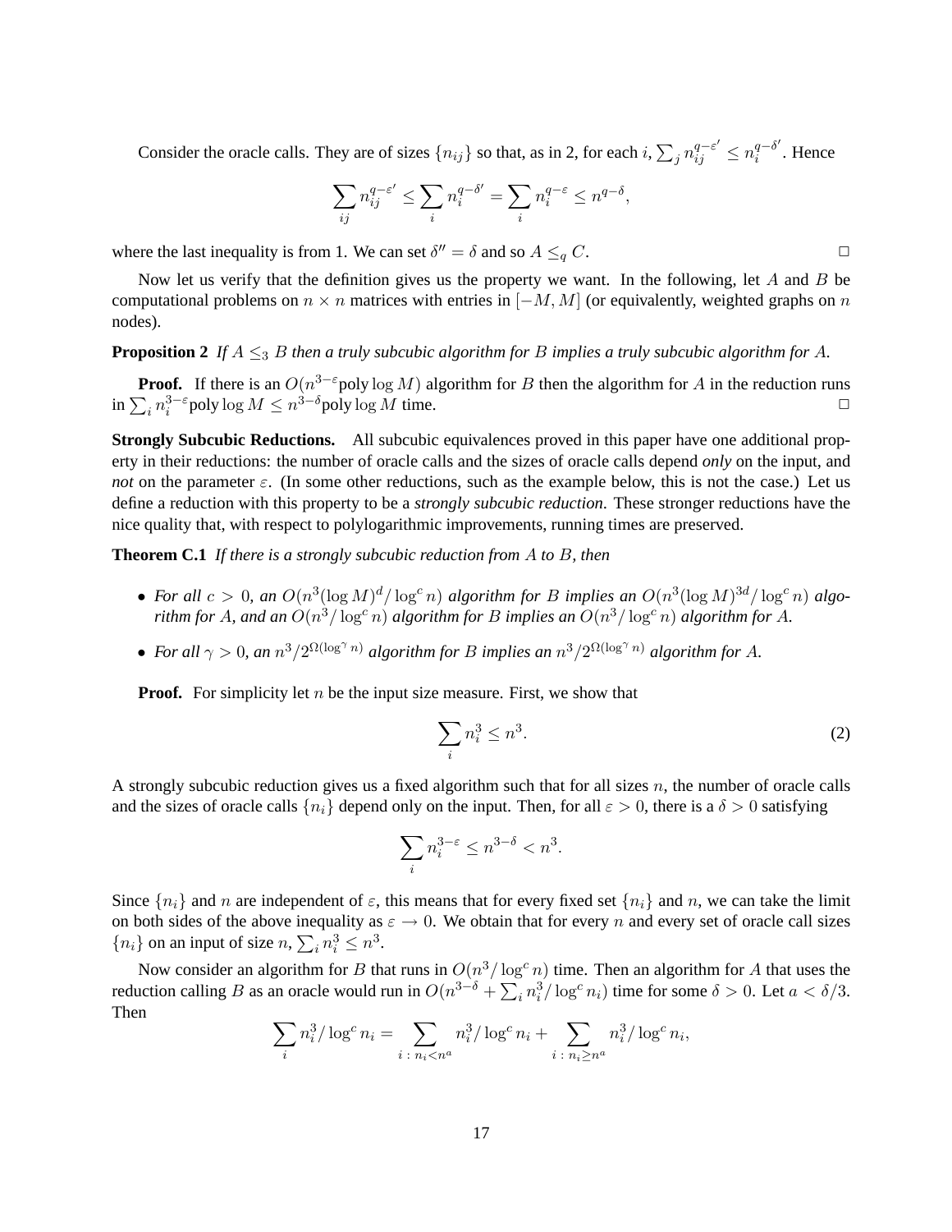Consider the oracle calls. They are of sizes $\{n_{ij}\}$ so that, as in 2, for each $i$, $\sum_j n_{ij}^{q-\varepsilon'} \leq n_i^{q-\delta'}$. Hence

$$\sum_{ij} n_{ij}^{q-\varepsilon'} \leq \sum_i n_i^{q-\delta'} = \sum_i n_i^{q-\varepsilon} \leq n^{q-\delta},$$

where the last inequality is from 1. We can set $\delta'' = \delta$ and so $A \leq_q C$. $\square$

Now let us verify that the definition gives us the property we want. In the following, let $A$ and $B$ be computational problems on $n \times n$ matrices with entries in $[-M, M]$ (or equivalently, weighted graphs on $n$ nodes).

**Proposition 2** *If $A \leq_3 B$ then a truly subcubic algorithm for $B$ implies a truly subcubic algorithm for $A$.*

**Proof.** If there is an $O(n^{3-\varepsilon}\text{poly}\log M)$ algorithm for $B$ then the algorithm for $A$ in the reduction runs in $\sum_i n_i^{3-\varepsilon}\text{poly}\log M \leq n^{3-\delta}\text{poly}\log M$ time. $\square$

**Strongly Subcubic Reductions.** All subcubic equivalences proved in this paper have one additional property in their reductions: the number of oracle calls and the sizes of oracle calls depend *only* on the input, and *not* on the parameter $\varepsilon$. (In some other reductions, such as the example below, this is not the case.) Let us define a reduction with this property to be a *strongly subcubic reduction*. These stronger reductions have the nice quality that, with respect to polylogarithmic improvements, running times are preserved.

**Theorem C.1** *If there is a strongly subcubic reduction from $A$ to $B$, then*

- *For all $c > 0$, an $O(n^3(\log M)^d/\log^c n)$ algorithm for $B$ implies an $O(n^3(\log M)^{3d}/\log^c n)$ algorithm for $A$, and an $O(n^3/\log^c n)$ algorithm for $B$ implies an $O(n^3/\log^c n)$ algorithm for $A$.*
- *For all $\gamma > 0$, an $n^3/2^{\Omega(\log^\gamma n)}$ algorithm for $B$ implies an $n^3/2^{\Omega(\log^\gamma n)}$ algorithm for $A$.*

**Proof.** For simplicity let $n$ be the input size measure. First, we show that

$$\sum_i n_i^3 \leq n^3. \tag{2}$$

A strongly subcubic reduction gives us a fixed algorithm such that for all sizes $n$, the number of oracle calls and the sizes of oracle calls $\{n_i\}$ depend only on the input. Then, for all $\varepsilon > 0$, there is a $\delta > 0$ satisfying

$$\sum_i n_i^{3-\varepsilon} \leq n^{3-\delta} < n^3.$$

Since $\{n_i\}$ and $n$ are independent of $\varepsilon$, this means that for every fixed set $\{n_i\}$ and $n$, we can take the limit on both sides of the above inequality as $\varepsilon \to 0$. We obtain that for every $n$ and every set of oracle call sizes $\{n_i\}$ on an input of size $n$, $\sum_i n_i^3 \leq n^3$.

Now consider an algorithm for $B$ that runs in $O(n^3/\log^c n)$ time. Then an algorithm for $A$ that uses the reduction calling $B$ as an oracle would run in $O(n^{3-\delta} + \sum_i n_i^3/\log^c n_i)$ time for some $\delta > 0$. Let $a < \delta/3$. Then

$$\sum_i n_i^3/\log^c n_i = \sum_{i\,:\,n_i < n^a} n_i^3/\log^c n_i + \sum_{i\,:\,n_i \geq n^a} n_i^3/\log^c n_i,$$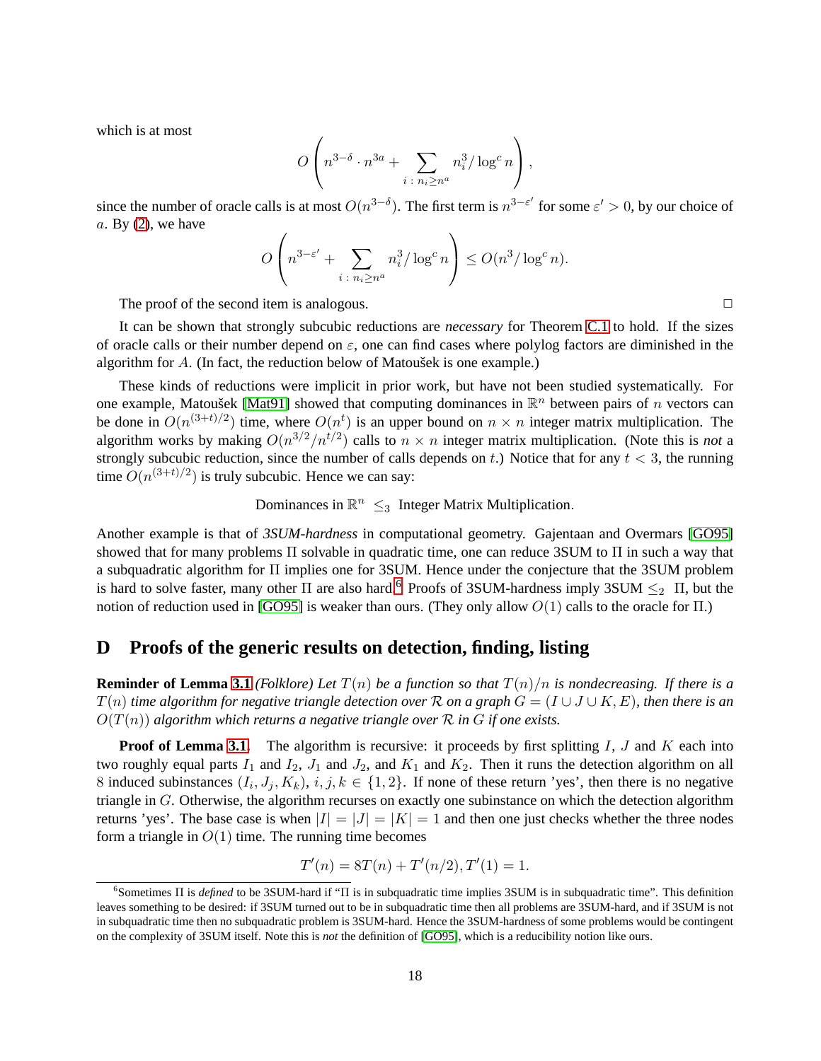which is at most

$$O\left(n^{3-\delta} \cdot n^{3a} + \sum_{i\,:\,n_i \geq n^a} n_i^3/\log^c n\right),$$

since the number of oracle calls is at most $O(n^{3-\delta})$. The first term is $n^{3-\varepsilon'}$ for some $\varepsilon' > 0$, by our choice of $a$. By (2), we have

$$O\left(n^{3-\varepsilon'} + \sum_{i\,:\,n_i \geq n^a} n_i^3/\log^c n\right) \leq O(n^3/\log^c n).$$

The proof of the second item is analogous. □

It can be shown that strongly subcubic reductions are *necessary* for Theorem C.1 to hold. If the sizes of oracle calls or their number depend on $\varepsilon$, one can find cases where polylog factors are diminished in the algorithm for $A$. (In fact, the reduction below of Matoušek is one example.)

These kinds of reductions were implicit in prior work, but have not been studied systematically. For one example, Matoušek [Mat91] showed that computing dominances in $\mathbb{R}^n$ between pairs of $n$ vectors can be done in $O(n^{(3+t)/2})$ time, where $O(n^t)$ is an upper bound on $n \times n$ integer matrix multiplication. The algorithm works by making $O(n^{3/2}/n^{t/2})$ calls to $n \times n$ integer matrix multiplication. (Note this is *not* a strongly subcubic reduction, since the number of calls depends on $t$.) Notice that for any $t < 3$, the running time $O(n^{(3+t)/2})$ is truly subcubic. Hence we can say:

$$\text{Dominances in } \mathbb{R}^n \leq_3 \text{ Integer Matrix Multiplication}.$$

Another example is that of *3SUM-hardness* in computational geometry. Gajentaan and Overmars [GO95] showed that for many problems $\Pi$ solvable in quadratic time, one can reduce 3SUM to $\Pi$ in such a way that a subquadratic algorithm for $\Pi$ implies one for 3SUM. Hence under the conjecture that the 3SUM problem is hard to solve faster, many other $\Pi$ are also hard.[6] Proofs of 3SUM-hardness imply 3SUM $\leq_2$ $\Pi$, but the notion of reduction used in [GO95] is weaker than ours. (They only allow $O(1)$ calls to the oracle for $\Pi$.)

## D Proofs of the generic results on detection, finding, listing

**Reminder of Lemma 3.1** *(Folklore) Let $T(n)$ be a function so that $T(n)/n$ is nondecreasing. If there is a $T(n)$ time algorithm for negative triangle detection over $\mathcal{R}$ on a graph $G = (I \cup J \cup K, E)$, then there is an $O(T(n))$ algorithm which returns a negative triangle over $\mathcal{R}$ in $G$ if one exists.*

**Proof of Lemma 3.1.** The algorithm is recursive: it proceeds by first splitting $I$, $J$ and $K$ each into two roughly equal parts $I_1$ and $I_2$, $J_1$ and $J_2$, and $K_1$ and $K_2$. Then it runs the detection algorithm on all 8 induced subinstances $(I_i, J_j, K_k)$, $i, j, k \in \{1, 2\}$. If none of these return 'yes', then there is no negative triangle in $G$. Otherwise, the algorithm recurses on exactly one subinstance on which the detection algorithm returns 'yes'. The base case is when $|I| = |J| = |K| = 1$ and then one just checks whether the three nodes form a triangle in $O(1)$ time. The running time becomes

$$T'(n) = 8T(n) + T'(n/2), T'(1) = 1.$$

[6] Sometimes $\Pi$ is *defined* to be 3SUM-hard if "$\Pi$ is in subquadratic time implies 3SUM is in subquadratic time". This definition leaves something to be desired: if 3SUM turned out to be in subquadratic time then all problems are 3SUM-hard, and if 3SUM is not in subquadratic time then no subquadratic problem is 3SUM-hard. Hence the 3SUM-hardness of some problems would be contingent on the complexity of 3SUM itself. Note this is *not* the definition of [GO95], which is a reducibility notion like ours.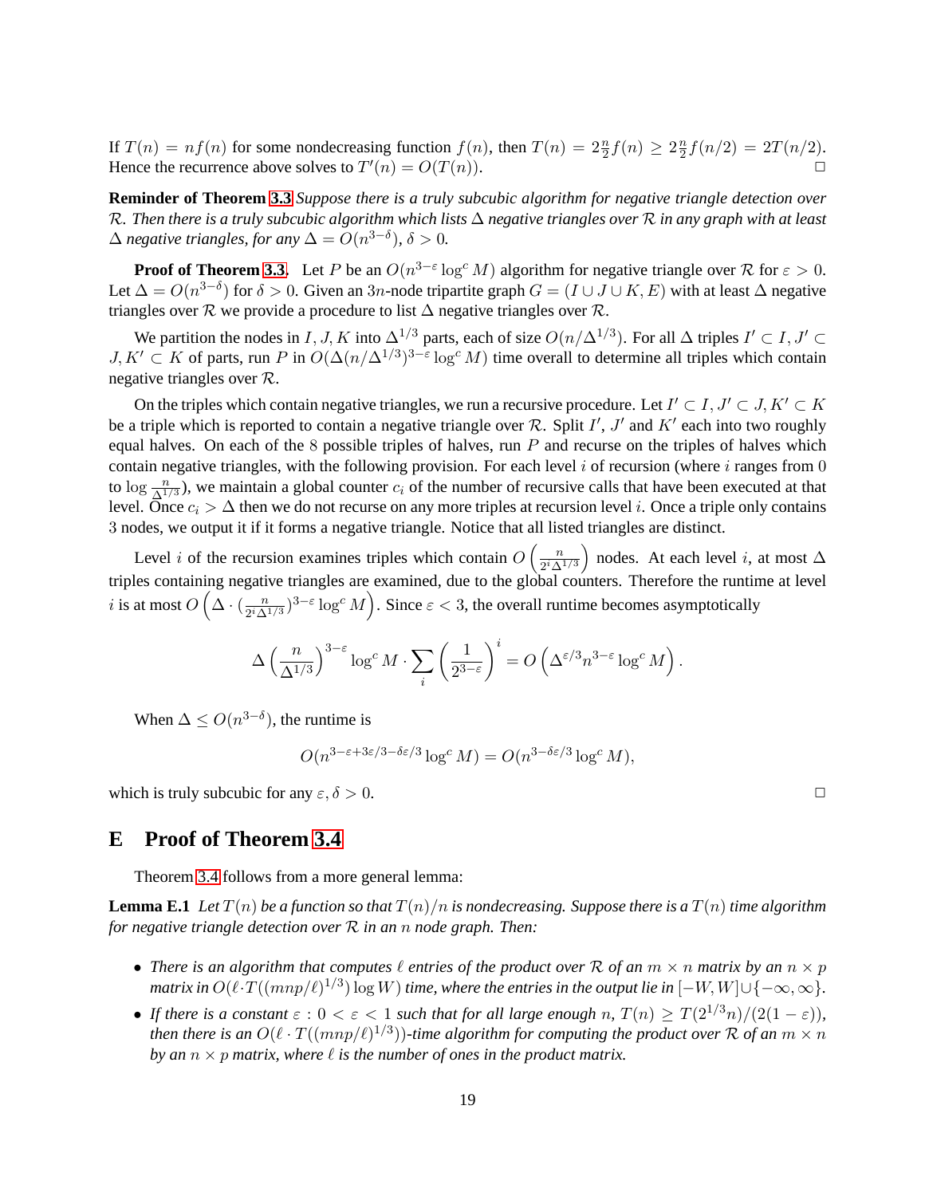If $T(n) = nf(n)$ for some nondecreasing function $f(n)$, then $T(n) = 2\frac{n}{2}f(n) \geq 2\frac{n}{2}f(n/2) = 2T(n/2)$. Hence the recurrence above solves to $T'(n) = O(T(n))$. □

**Reminder of Theorem 3.3** *Suppose there is a truly subcubic algorithm for negative triangle detection over $\mathcal{R}$. Then there is a truly subcubic algorithm which lists $\Delta$ negative triangles over $\mathcal{R}$ in any graph with at least $\Delta$ negative triangles, for any $\Delta = O(n^{3-\delta})$, $\delta > 0$.*

**Proof of Theorem 3.3.** Let $P$ be an $O(n^{3-\varepsilon} \log^c M)$ algorithm for negative triangle over $\mathcal{R}$ for $\varepsilon > 0$. Let $\Delta = O(n^{3-\delta})$ for $\delta > 0$. Given an $3n$-node tripartite graph $G = (I \cup J \cup K, E)$ with at least $\Delta$ negative triangles over $\mathcal{R}$ we provide a procedure to list $\Delta$ negative triangles over $\mathcal{R}$.

We partition the nodes in $I, J, K$ into $\Delta^{1/3}$ parts, each of size $O(n/\Delta^{1/3})$. For all $\Delta$ triples $I' \subset I, J' \subset J, K' \subset K$ of parts, run $P$ in $O(\Delta(n/\Delta^{1/3})^{3-\varepsilon} \log^c M)$ time overall to determine all triples which contain negative triangles over $\mathcal{R}$.

On the triples which contain negative triangles, we run a recursive procedure. Let $I' \subset I, J' \subset J, K' \subset K$ be a triple which is reported to contain a negative triangle over $\mathcal{R}$. Split $I'$, $J'$ and $K'$ each into two roughly equal halves. On each of the 8 possible triples of halves, run $P$ and recurse on the triples of halves which contain negative triangles, with the following provision. For each level $i$ of recursion (where $i$ ranges from 0 to $\log \frac{n}{\Delta^{1/3}}$), we maintain a global counter $c_i$ of the number of recursive calls that have been executed at that level. Once $c_i > \Delta$ then we do not recurse on any more triples at recursion level $i$. Once a triple only contains 3 nodes, we output it if it forms a negative triangle. Notice that all listed triangles are distinct.

Level $i$ of the recursion examines triples which contain $O\left(\frac{n}{2^i \Delta^{1/3}}\right)$ nodes. At each level $i$, at most $\Delta$ triples containing negative triangles are examined, due to the global counters. Therefore the runtime at level $i$ is at most $O\left(\Delta \cdot (\frac{n}{2^i \Delta^{1/3}})^{3-\varepsilon} \log^c M\right)$. Since $\varepsilon < 3$, the overall runtime becomes asymptotically

$$\Delta \left(\frac{n}{\Delta^{1/3}}\right)^{3-\varepsilon} \log^c M \cdot \sum_i \left(\frac{1}{2^{3-\varepsilon}}\right)^i = O\left(\Delta^{\varepsilon/3} n^{3-\varepsilon} \log^c M\right).$$

When $\Delta \leq O(n^{3-\delta})$, the runtime is

$$O(n^{3-\varepsilon+3\varepsilon/3-\delta\varepsilon/3} \log^c M) = O(n^{3-\delta\varepsilon/3} \log^c M),$$

which is truly subcubic for any $\varepsilon, \delta > 0$. □

# E Proof of Theorem 3.4

Theorem 3.4 follows from a more general lemma:

**Lemma E.1** *Let $T(n)$ be a function so that $T(n)/n$ is nondecreasing. Suppose there is a $T(n)$ time algorithm for negative triangle detection over $\mathcal{R}$ in an $n$ node graph. Then:*

- *There is an algorithm that computes $\ell$ entries of the product over $\mathcal{R}$ of an $m \times n$ matrix by an $n \times p$ matrix in $O(\ell \cdot T((mnp/\ell)^{1/3}) \log W)$ time, where the entries in the output lie in $[-W, W] \cup \{-\infty, \infty\}$.*
- *If there is a constant $\varepsilon : 0 < \varepsilon < 1$ such that for all large enough $n$, $T(n) \geq T(2^{1/3}n)/(2(1-\varepsilon))$, then there is an $O(\ell \cdot T((mnp/\ell)^{1/3}))$-time algorithm for computing the product over $\mathcal{R}$ of an $m \times n$ by an $n \times p$ matrix, where $\ell$ is the number of ones in the product matrix.*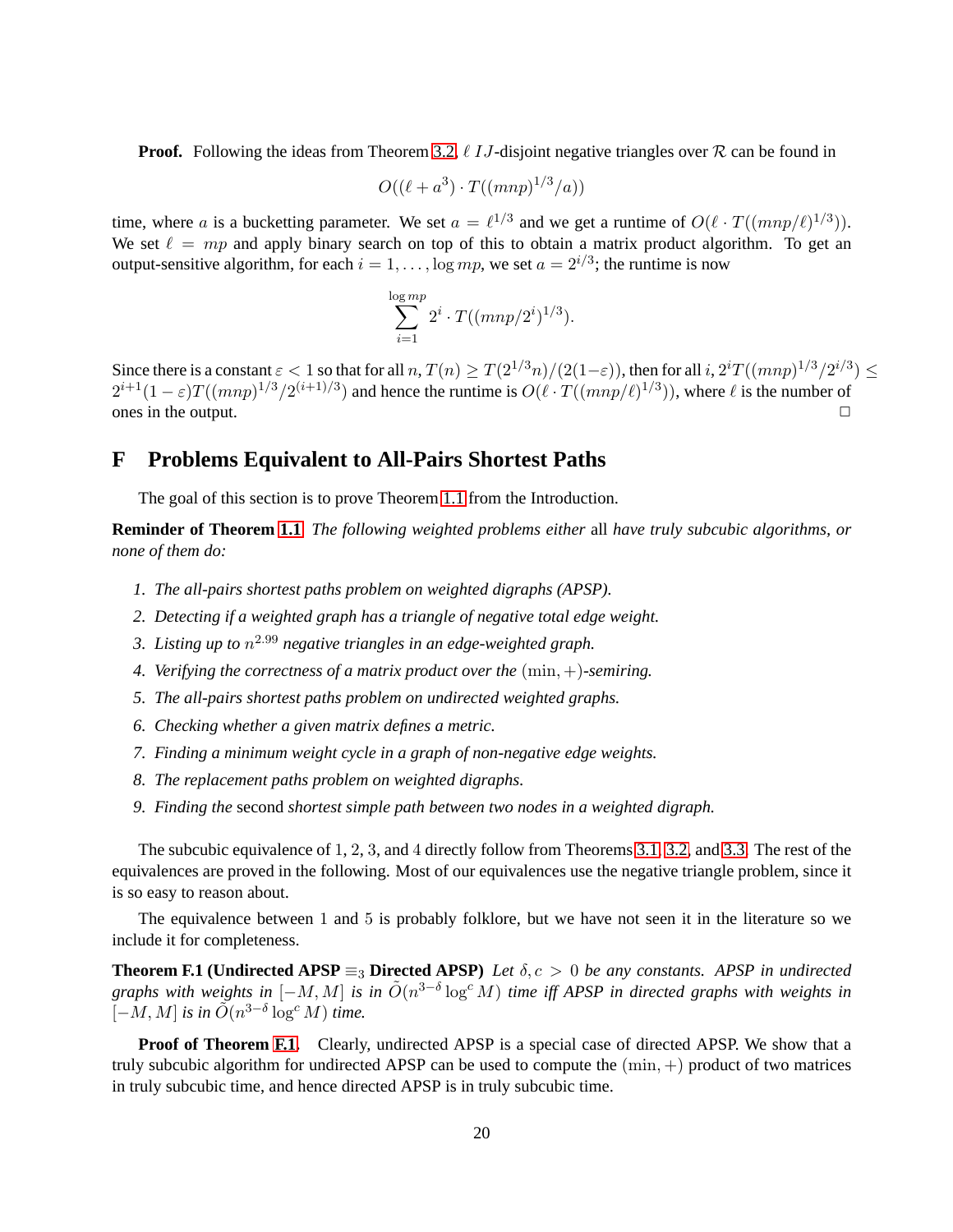**Proof.** Following the ideas from Theorem 3.2, $\ell$ $IJ$-disjoint negative triangles over $\mathcal{R}$ can be found in

$$O((\ell + a^3) \cdot T((mnp)^{1/3}/a))$$

time, where $a$ is a bucketting parameter. We set $a = \ell^{1/3}$ and we get a runtime of $O(\ell \cdot T((mnp/\ell)^{1/3}))$. We set $\ell = mp$ and apply binary search on top of this to obtain a matrix product algorithm. To get an output-sensitive algorithm, for each $i = 1, \ldots, \log mp$, we set $a = 2^{i/3}$; the runtime is now

$$\sum_{i=1}^{\log mp} 2^i \cdot T((mnp/2^i)^{1/3}).$$

Since there is a constant $\varepsilon < 1$ so that for all $n$, $T(n) \geq T(2^{1/3}n)/(2(1-\varepsilon))$, then for all $i$, $2^i T((mnp)^{1/3}/2^{i/3}) \leq 2^{i+1}(1-\varepsilon)T((mnp)^{1/3}/2^{(i+1)/3})$ and hence the runtime is $O(\ell \cdot T((mnp/\ell)^{1/3}))$, where $\ell$ is the number of ones in the output. □

# F Problems Equivalent to All-Pairs Shortest Paths

The goal of this section is to prove Theorem 1.1 from the Introduction.

**Reminder of Theorem 1.1** *The following weighted problems either* all *have truly subcubic algorithms, or none of them do:*

1. *The all-pairs shortest paths problem on weighted digraphs (APSP).*
2. *Detecting if a weighted graph has a triangle of negative total edge weight.*
3. *Listing up to $n^{2.99}$ negative triangles in an edge-weighted graph.*
4. *Verifying the correctness of a matrix product over the $(\min, +)$-semiring.*
5. *The all-pairs shortest paths problem on undirected weighted graphs.*
6. *Checking whether a given matrix defines a metric.*
7. *Finding a minimum weight cycle in a graph of non-negative edge weights.*
8. *The replacement paths problem on weighted digraphs.*
9. *Finding the* second *shortest simple path between two nodes in a weighted digraph.*

The subcubic equivalence of 1, 2, 3, and 4 directly follow from Theorems 3.1, 3.2, and 3.3. The rest of the equivalences are proved in the following. Most of our equivalences use the negative triangle problem, since it is so easy to reason about.

The equivalence between 1 and 5 is probably folklore, but we have not seen it in the literature so we include it for completeness.

**Theorem F.1 (Undirected APSP $\equiv_3$ Directed APSP)** *Let $\delta, c > 0$ be any constants. APSP in undirected graphs with weights in $[-M, M]$ is in $\tilde{O}(n^{3-\delta} \log^c M)$ time iff APSP in directed graphs with weights in $[-M, M]$ is in $\tilde{O}(n^{3-\delta} \log^c M)$ time.*

**Proof of Theorem F.1.** Clearly, undirected APSP is a special case of directed APSP. We show that a truly subcubic algorithm for undirected APSP can be used to compute the $(\min, +)$ product of two matrices in truly subcubic time, and hence directed APSP is in truly subcubic time.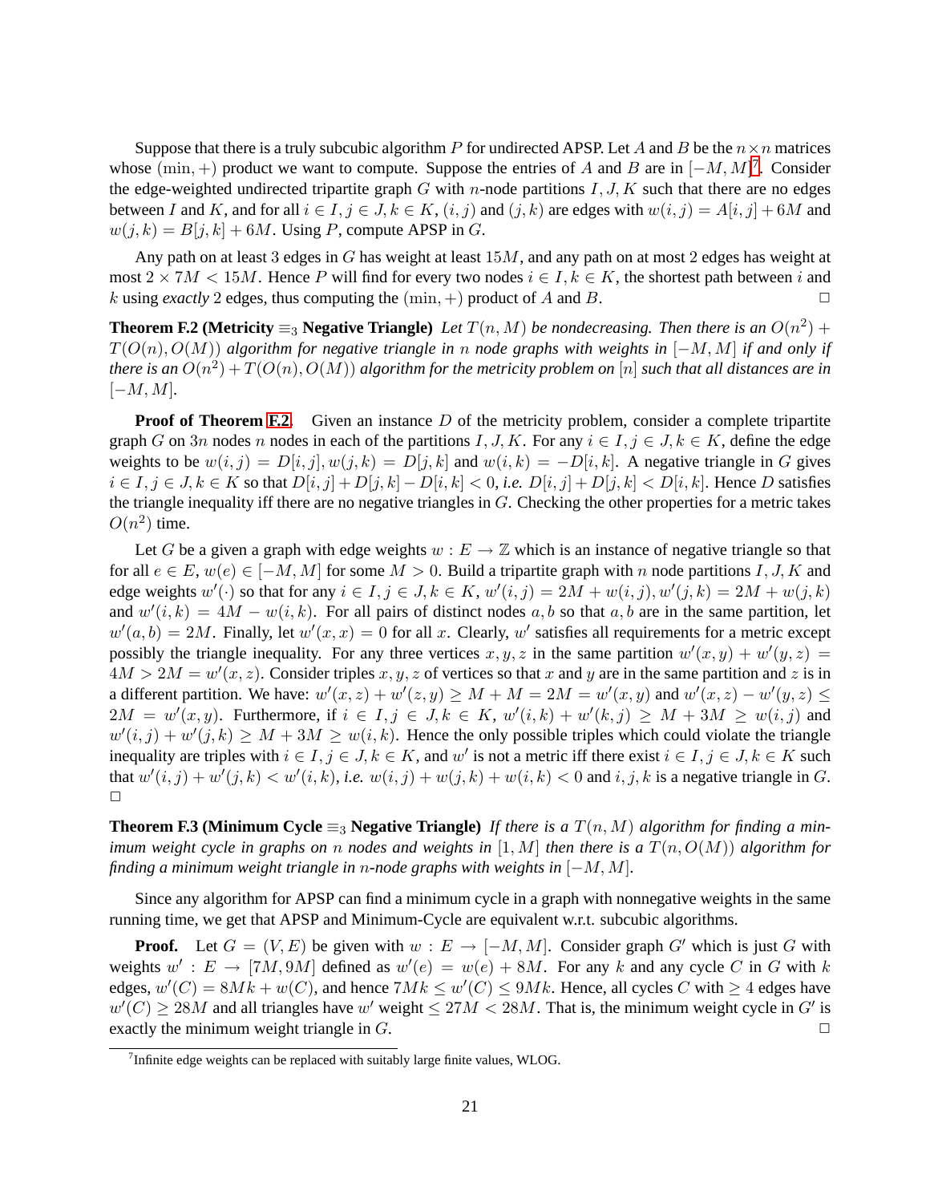Suppose that there is a truly subcubic algorithm $P$ for undirected APSP. Let $A$ and $B$ be the $n \times n$ matrices whose $(\min, +)$ product we want to compute. Suppose the entries of $A$ and $B$ are in $[-M, M]$[7]. Consider the edge-weighted undirected tripartite graph $G$ with $n$-node partitions $I, J, K$ such that there are no edges between $I$ and $K$, and for all $i \in I, j \in J, k \in K$, $(i, j)$ and $(j, k)$ are edges with $w(i, j) = A[i, j] + 6M$ and $w(j, k) = B[j, k] + 6M$. Using $P$, compute APSP in $G$.

Any path on at least 3 edges in $G$ has weight at least $15M$, and any path on at most 2 edges has weight at most $2 \times 7M < 15M$. Hence $P$ will find for every two nodes $i \in I, k \in K$, the shortest path between $i$ and $k$ using *exactly* 2 edges, thus computing the $(\min, +)$ product of $A$ and $B$. $\square$

**Theorem F.2 (Metricity $\equiv_3$ Negative Triangle)** *Let $T(n, M)$ be nondecreasing. Then there is an $O(n^2) + T(O(n), O(M))$ algorithm for negative triangle in $n$ node graphs with weights in $[-M, M]$ if and only if there is an $O(n^2) + T(O(n), O(M))$ algorithm for the metricity problem on $[n]$ such that all distances are in $[-M, M]$.*

**Proof of Theorem F.2.** Given an instance $D$ of the metricity problem, consider a complete tripartite graph $G$ on $3n$ nodes $n$ nodes in each of the partitions $I, J, K$. For any $i \in I, j \in J, k \in K$, define the edge weights to be $w(i, j) = D[i, j], w(j, k) = D[j, k]$ and $w(i, k) = -D[i, k]$. A negative triangle in $G$ gives $i \in I, j \in J, k \in K$ so that $D[i, j] + D[j, k] - D[i, k] < 0$, *i.e.* $D[i, j] + D[j, k] < D[i, k]$. Hence $D$ satisfies the triangle inequality iff there are no negative triangles in $G$. Checking the other properties for a metric takes $O(n^2)$ time.

Let $G$ be a given a graph with edge weights $w : E \to \mathbb{Z}$ which is an instance of negative triangle so that for all $e \in E$, $w(e) \in [-M, M]$ for some $M > 0$. Build a tripartite graph with $n$ node partitions $I, J, K$ and edge weights $w'(\cdot)$ so that for any $i \in I, j \in J, k \in K$, $w'(i, j) = 2M + w(i, j), w'(j, k) = 2M + w(j, k)$ and $w'(i, k) = 4M - w(i, k)$. For all pairs of distinct nodes $a, b$ so that $a, b$ are in the same partition, let $w'(a, b) = 2M$. Finally, let $w'(x, x) = 0$ for all $x$. Clearly, $w'$ satisfies all requirements for a metric except possibly the triangle inequality. For any three vertices $x, y, z$ in the same partition $w'(x, y) + w'(y, z) = 4M > 2M = w'(x, z)$. Consider triples $x, y, z$ of vertices so that $x$ and $y$ are in the same partition and $z$ is in a different partition. We have: $w'(x, z) + w'(z, y) \geq M + M = 2M = w'(x, y)$ and $w'(x, z) - w'(y, z) \leq 2M = w'(x, y)$. Furthermore, if $i \in I, j \in J, k \in K$, $w'(i, k) + w'(k, j) \geq M + 3M \geq w(i, j)$ and $w'(i, j) + w'(j, k) \geq M + 3M \geq w(i, k)$. Hence the only possible triples which could violate the triangle inequality are triples with $i \in I, j \in J, k \in K$, and $w'$ is not a metric iff there exist $i \in I, j \in J, k \in K$ such that $w'(i, j) + w'(j, k) < w'(i, k)$, *i.e.* $w(i, j) + w(j, k) + w(i, k) < 0$ and $i, j, k$ is a negative triangle in $G$. $\square$

**Theorem F.3 (Minimum Cycle $\equiv_3$ Negative Triangle)** *If there is a $T(n, M)$ algorithm for finding a minimum weight cycle in graphs on $n$ nodes and weights in $[1, M]$ then there is a $T(n, O(M))$ algorithm for finding a minimum weight triangle in $n$-node graphs with weights in $[-M, M]$.*

Since any algorithm for APSP can find a minimum cycle in a graph with nonnegative weights in the same running time, we get that APSP and Minimum-Cycle are equivalent w.r.t. subcubic algorithms.

**Proof.** Let $G = (V, E)$ be given with $w : E \to [-M, M]$. Consider graph $G'$ which is just $G$ with weights $w' : E \to [7M, 9M]$ defined as $w'(e) = w(e) + 8M$. For any $k$ and any cycle $C$ in $G$ with $k$ edges, $w'(C) = 8Mk + w(C)$, and hence $7Mk \leq w'(C) \leq 9Mk$. Hence, all cycles $C$ with $\geq 4$ edges have $w'(C) \geq 28M$ and all triangles have $w'$ weight $\leq 27M < 28M$. That is, the minimum weight cycle in $G'$ is exactly the minimum weight triangle in $G$. $\square$

[7] Infinite edge weights can be replaced with suitably large finite values, WLOG.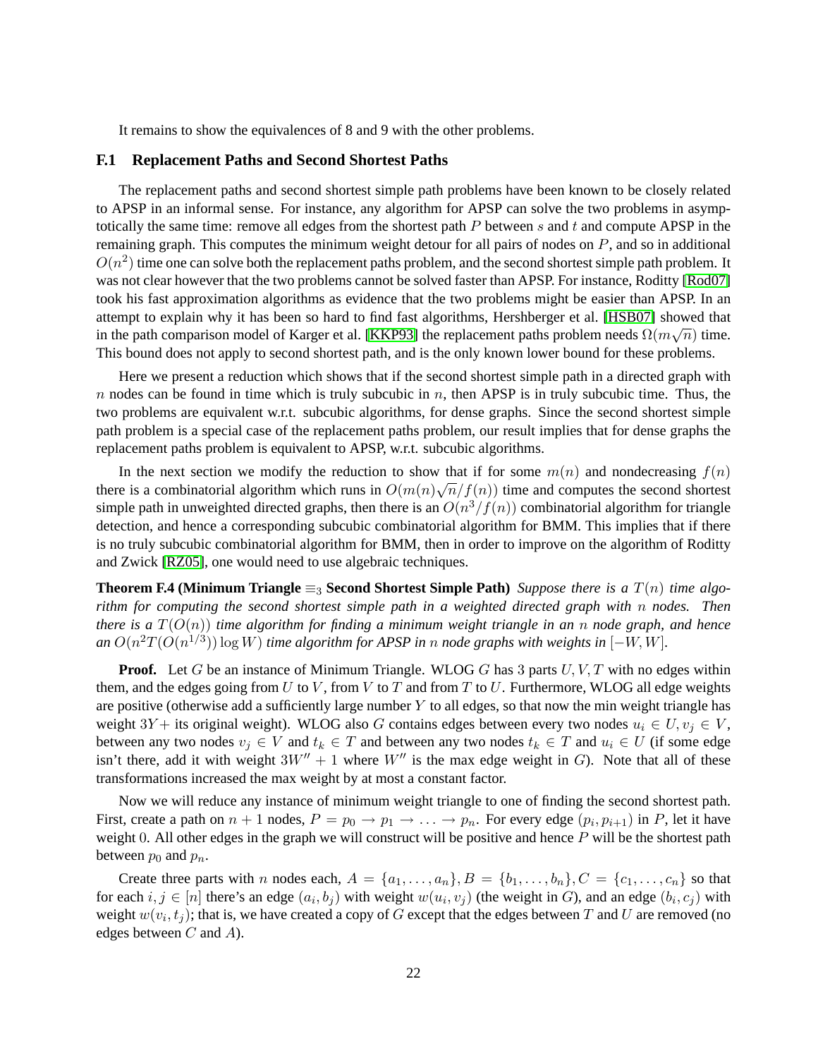It remains to show the equivalences of 8 and 9 with the other problems.

### F.1 Replacement Paths and Second Shortest Paths

The replacement paths and second shortest simple path problems have been known to be closely related to APSP in an informal sense. For instance, any algorithm for APSP can solve the two problems in asymptotically the same time: remove all edges from the shortest path $P$ between $s$ and $t$ and compute APSP in the remaining graph. This computes the minimum weight detour for all pairs of nodes on $P$, and so in additional $O(n^2)$ time one can solve both the replacement paths problem, and the second shortest simple path problem. It was not clear however that the two problems cannot be solved faster than APSP. For instance, Roditty [Rod07] took his fast approximation algorithms as evidence that the two problems might be easier than APSP. In an attempt to explain why it has been so hard to find fast algorithms, Hershberger et al. [HSB07] showed that in the path comparison model of Karger et al. [KKP93] the replacement paths problem needs $\Omega(m\sqrt{n})$ time. This bound does not apply to second shortest path, and is the only known lower bound for these problems.

Here we present a reduction which shows that if the second shortest simple path in a directed graph with $n$ nodes can be found in time which is truly subcubic in $n$, then APSP is in truly subcubic time. Thus, the two problems are equivalent w.r.t. subcubic algorithms, for dense graphs. Since the second shortest simple path problem is a special case of the replacement paths problem, our result implies that for dense graphs the replacement paths problem is equivalent to APSP, w.r.t. subcubic algorithms.

In the next section we modify the reduction to show that if for some $m(n)$ and nondecreasing $f(n)$ there is a combinatorial algorithm which runs in $O(m(n)\sqrt{n}/f(n))$ time and computes the second shortest simple path in unweighted directed graphs, then there is an $O(n^3/f(n))$ combinatorial algorithm for triangle detection, and hence a corresponding subcubic combinatorial algorithm for BMM. This implies that if there is no truly subcubic combinatorial algorithm for BMM, then in order to improve on the algorithm of Roditty and Zwick [RZ05], one would need to use algebraic techniques.

**Theorem F.4 (Minimum Triangle $\equiv_3$ Second Shortest Simple Path)** *Suppose there is a $T(n)$ time algorithm for computing the second shortest simple path in a weighted directed graph with $n$ nodes. Then there is a $T(O(n))$ time algorithm for finding a minimum weight triangle in an $n$ node graph, and hence an $O(n^2 T(O(n^{1/3})) \log W)$ time algorithm for APSP in $n$ node graphs with weights in $[-W, W]$.*

**Proof.** Let $G$ be an instance of Minimum Triangle. WLOG $G$ has 3 parts $U, V, T$ with no edges within them, and the edges going from $U$ to $V$, from $V$ to $T$ and from $T$ to $U$. Furthermore, WLOG all edge weights are positive (otherwise add a sufficiently large number $Y$ to all edges, so that now the min weight triangle has weight $3Y+$ its original weight). WLOG also $G$ contains edges between every two nodes $u_i \in U, v_j \in V$, between any two nodes $v_j \in V$ and $t_k \in T$ and between any two nodes $t_k \in T$ and $u_i \in U$ (if some edge isn't there, add it with weight $3W'' + 1$ where $W''$ is the max edge weight in $G$). Note that all of these transformations increased the max weight by at most a constant factor.

Now we will reduce any instance of minimum weight triangle to one of finding the second shortest path. First, create a path on $n+1$ nodes, $P = p_0 \to p_1 \to \ldots \to p_n$. For every edge $(p_i, p_{i+1})$ in $P$, let it have weight 0. All other edges in the graph we will construct will be positive and hence $P$ will be the shortest path between $p_0$ and $p_n$.

Create three parts with $n$ nodes each, $A = \{a_1, \ldots, a_n\}, B = \{b_1, \ldots, b_n\}, C = \{c_1, \ldots, c_n\}$ so that for each $i, j \in [n]$ there's an edge $(a_i, b_j)$ with weight $w(u_i, v_j)$ (the weight in $G$), and an edge $(b_i, c_j)$ with weight $w(v_i, t_j)$; that is, we have created a copy of $G$ except that the edges between $T$ and $U$ are removed (no edges between $C$ and $A$).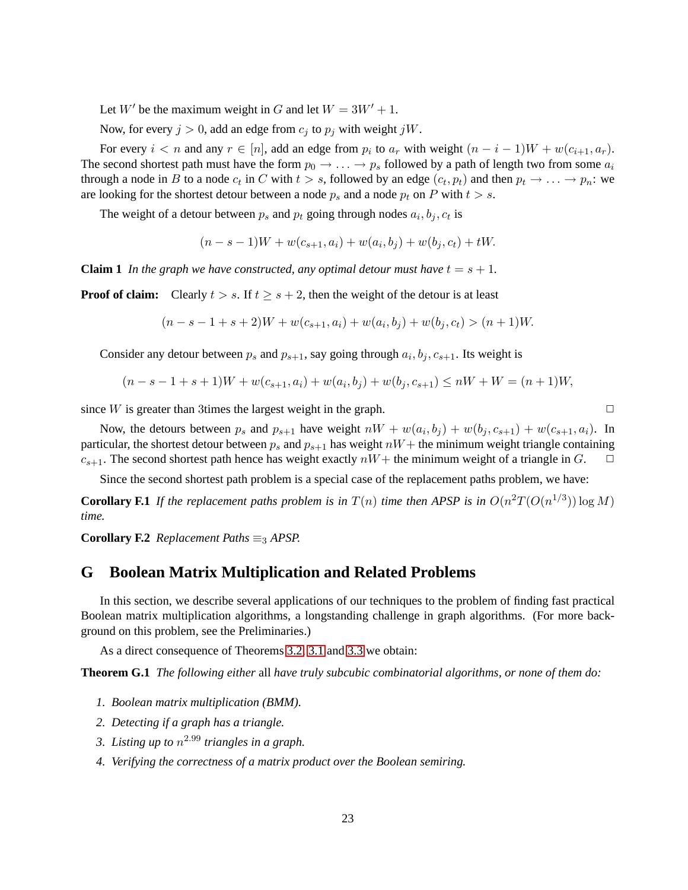Let $W'$ be the maximum weight in $G$ and let $W = 3W' + 1$.

Now, for every $j > 0$, add an edge from $c_j$ to $p_j$ with weight $jW$.

For every $i < n$ and any $r \in [n]$, add an edge from $p_i$ to $a_r$ with weight $(n - i - 1)W + w(c_{i+1}, a_r)$. The second shortest path must have the form $p_0 \to \ldots \to p_s$ followed by a path of length two from some $a_i$ through a node in $B$ to a node $c_t$ in $C$ with $t > s$, followed by an edge $(c_t, p_t)$ and then $p_t \to \ldots \to p_n$: we are looking for the shortest detour between a node $p_s$ and a node $p_t$ on $P$ with $t > s$.

The weight of a detour between $p_s$ and $p_t$ going through nodes $a_i, b_j, c_t$ is

$$(n - s - 1)W + w(c_{s+1}, a_i) + w(a_i, b_j) + w(b_j, c_t) + tW.$$

**Claim 1** *In the graph we have constructed, any optimal detour must have $t = s + 1$.*

**Proof of claim:** Clearly $t > s$. If $t \geq s + 2$, then the weight of the detour is at least

$$(n - s - 1 + s + 2)W + w(c_{s+1}, a_i) + w(a_i, b_j) + w(b_j, c_t) > (n + 1)W.$$

Consider any detour between $p_s$ and $p_{s+1}$, say going through $a_i, b_j, c_{s+1}$. Its weight is

$$(n - s - 1 + s + 1)W + w(c_{s+1}, a_i) + w(a_i, b_j) + w(b_j, c_{s+1}) \leq nW + W = (n + 1)W,$$

since $W$ is greater than 3times the largest weight in the graph. $\square$

Now, the detours between $p_s$ and $p_{s+1}$ have weight $nW + w(a_i, b_j) + w(b_j, c_{s+1}) + w(c_{s+1}, a_i)$. In particular, the shortest detour between $p_s$ and $p_{s+1}$ has weight $nW+$ the minimum weight triangle containing $c_{s+1}$. The second shortest path hence has weight exactly $nW+$ the minimum weight of a triangle in $G$. $\square$

Since the second shortest path problem is a special case of the replacement paths problem, we have:

**Corollary F.1** *If the replacement paths problem is in $T(n)$ time then APSP is in $O(n^2 T(O(n^{1/3})) \log M)$ time.*

**Corollary F.2** *Replacement Paths $\equiv_3$ APSP.*

## G Boolean Matrix Multiplication and Related Problems

In this section, we describe several applications of our techniques to the problem of finding fast practical Boolean matrix multiplication algorithms, a longstanding challenge in graph algorithms. (For more background on this problem, see the Preliminaries.)

As a direct consequence of Theorems 3.2, 3.1 and 3.3 we obtain:

**Theorem G.1** *The following either* all *have truly subcubic combinatorial algorithms, or none of them do:*

1. *Boolean matrix multiplication (BMM).*
2. *Detecting if a graph has a triangle.*
3. *Listing up to $n^{2.99}$ triangles in a graph.*
4. *Verifying the correctness of a matrix product over the Boolean semiring.*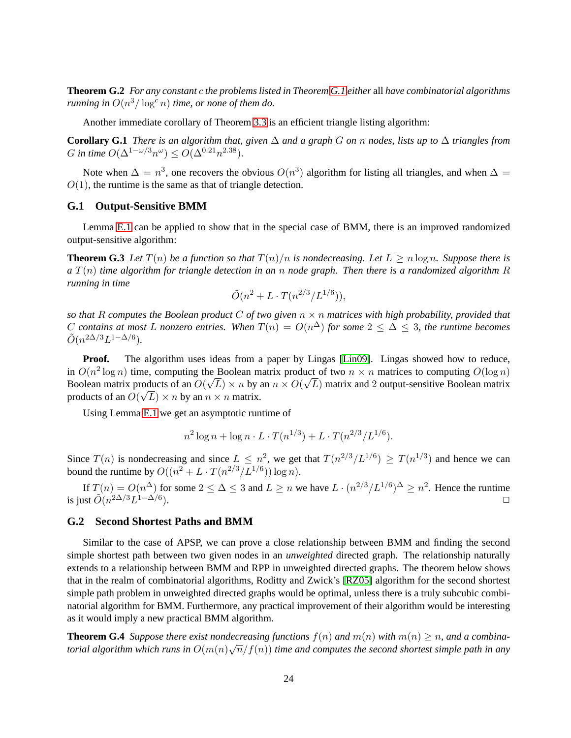**Theorem G.2** *For any constant $c$ the problems listed in Theorem G.1 either* all *have combinatorial algorithms running in $O(n^3/\log^c n)$ time, or none of them do.*

Another immediate corollary of Theorem 3.3 is an efficient triangle listing algorithm:

**Corollary G.1** *There is an algorithm that, given $\Delta$ and a graph $G$ on $n$ nodes, lists up to $\Delta$ triangles from $G$ in time $O(\Delta^{1-\omega/3}n^{\omega}) \leq O(\Delta^{0.21}n^{2.38})$.*

Note when $\Delta = n^3$, one recovers the obvious $O(n^3)$ algorithm for listing all triangles, and when $\Delta = O(1)$, the runtime is the same as that of triangle detection.

## G.1 Output-Sensitive BMM

Lemma E.1 can be applied to show that in the special case of BMM, there is an improved randomized output-sensitive algorithm:

**Theorem G.3** *Let $T(n)$ be a function so that $T(n)/n$ is nondecreasing. Let $L \geq n \log n$. Suppose there is a $T(n)$ time algorithm for triangle detection in an $n$ node graph. Then there is a randomized algorithm $R$ running in time*

$$\tilde{O}(n^2 + L \cdot T(n^{2/3}/L^{1/6})),$$

*so that $R$ computes the Boolean product $C$ of two given $n \times n$ matrices with high probability, provided that $C$ contains at most $L$ nonzero entries. When $T(n) = O(n^{\Delta})$ for some $2 \leq \Delta \leq 3$, the runtime becomes $\tilde{O}(n^{2\Delta/3}L^{1-\Delta/6})$.*

**Proof.** The algorithm uses ideas from a paper by Lingas [Lin09]. Lingas showed how to reduce, in $O(n^2 \log n)$ time, computing the Boolean matrix product of two $n \times n$ matrices to computing $O(\log n)$ Boolean matrix products of an $O(\sqrt{L}) \times n$ by an $n \times O(\sqrt{L})$ matrix and 2 output-sensitive Boolean matrix products of an $O(\sqrt{L}) \times n$ by an $n \times n$ matrix.

Using Lemma E.1 we get an asymptotic runtime of

$$n^2 \log n + \log n \cdot L \cdot T(n^{1/3}) + L \cdot T(n^{2/3}/L^{1/6}).$$

Since $T(n)$ is nondecreasing and since $L \leq n^2$, we get that $T(n^{2/3}/L^{1/6}) \geq T(n^{1/3})$ and hence we can bound the runtime by $O((n^2 + L \cdot T(n^{2/3}/L^{1/6})) \log n)$.

If $T(n) = O(n^{\Delta})$ for some $2 \leq \Delta \leq 3$ and $L \geq n$ we have $L \cdot (n^{2/3}/L^{1/6})^{\Delta} \geq n^2$. Hence the runtime is just $\tilde{O}(n^{2\Delta/3}L^{1-\Delta/6})$. □

## G.2 Second Shortest Paths and BMM

Similar to the case of APSP, we can prove a close relationship between BMM and finding the second simple shortest path between two given nodes in an *unweighted* directed graph. The relationship naturally extends to a relationship between BMM and RPP in unweighted directed graphs. The theorem below shows that in the realm of combinatorial algorithms, Roditty and Zwick's [RZ05] algorithm for the second shortest simple path problem in unweighted directed graphs would be optimal, unless there is a truly subcubic combinatorial algorithm for BMM. Furthermore, any practical improvement of their algorithm would be interesting as it would imply a new practical BMM algorithm.

**Theorem G.4** *Suppose there exist nondecreasing functions $f(n)$ and $m(n)$ with $m(n) \geq n$, and a combinatorial algorithm which runs in $O(m(n)\sqrt{n}/f(n))$ time and computes the second shortest simple path in any*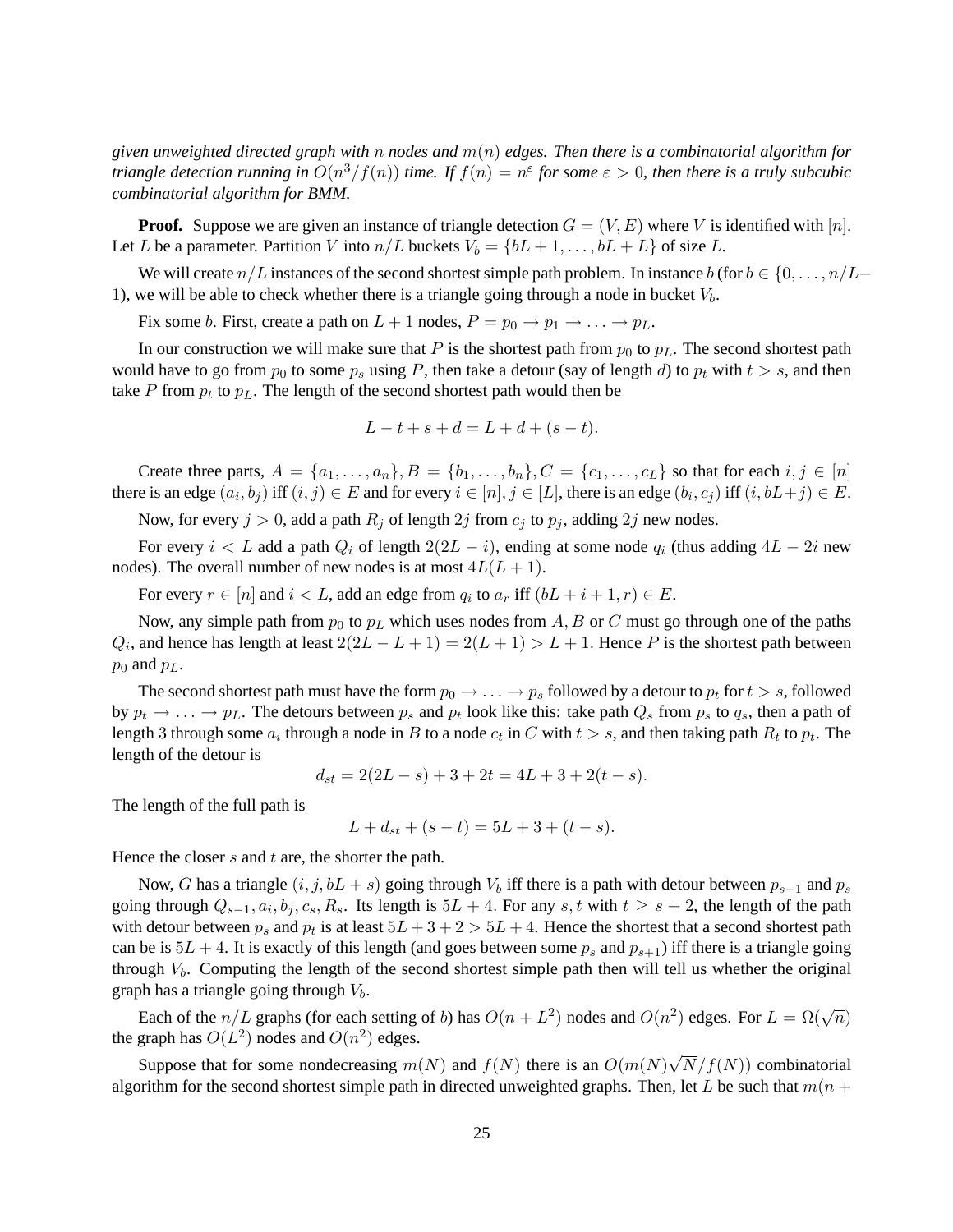*given unweighted directed graph with $n$ nodes and $m(n)$ edges. Then there is a combinatorial algorithm for triangle detection running in $O(n^3/f(n))$ time. If $f(n) = n^\varepsilon$ for some $\varepsilon > 0$, then there is a truly subcubic combinatorial algorithm for BMM.*

**Proof.** Suppose we are given an instance of triangle detection $G = (V, E)$ where $V$ is identified with $[n]$. Let $L$ be a parameter. Partition $V$ into $n/L$ buckets $V_b = \{bL + 1, \ldots, bL + L\}$ of size $L$.

We will create $n/L$ instances of the second shortest simple path problem. In instance $b$ (for $b \in \{0, \ldots, n/L-1\}$), we will be able to check whether there is a triangle going through a node in bucket $V_b$.

Fix some $b$. First, create a path on $L+1$ nodes, $P = p_0 \to p_1 \to \ldots \to p_L$.

In our construction we will make sure that $P$ is the shortest path from $p_0$ to $p_L$. The second shortest path would have to go from $p_0$ to some $p_s$ using $P$, then take a detour (say of length $d$) to $p_t$ with $t > s$, and then take $P$ from $p_t$ to $p_L$. The length of the second shortest path would then be

$$L - t + s + d = L + d + (s - t).$$

Create three parts, $A = \{a_1, \ldots, a_n\}, B = \{b_1, \ldots, b_n\}, C = \{c_1, \ldots, c_L\}$ so that for each $i, j \in [n]$ there is an edge $(a_i, b_j)$ iff $(i, j) \in E$ and for every $i \in [n], j \in [L]$, there is an edge $(b_i, c_j)$ iff $(i, bL+j) \in E$.

Now, for every $j > 0$, add a path $R_j$ of length $2j$ from $c_j$ to $p_j$, adding $2j$ new nodes.

For every $i < L$ add a path $Q_i$ of length $2(2L - i)$, ending at some node $q_i$ (thus adding $4L - 2i$ new nodes). The overall number of new nodes is at most $4L(L + 1)$.

For every $r \in [n]$ and $i < L$, add an edge from $q_i$ to $a_r$ iff $(bL + i + 1, r) \in E$.

Now, any simple path from $p_0$ to $p_L$ which uses nodes from $A, B$ or $C$ must go through one of the paths $Q_i$, and hence has length at least $2(2L - L + 1) = 2(L + 1) > L + 1$. Hence $P$ is the shortest path between $p_0$ and $p_L$.

The second shortest path must have the form $p_0 \to \ldots \to p_s$ followed by a detour to $p_t$ for $t > s$, followed by $p_t \to \ldots \to p_L$. The detours between $p_s$ and $p_t$ look like this: take path $Q_s$ from $p_s$ to $q_s$, then a path of length 3 through some $a_i$ through a node in $B$ to a node $c_t$ in $C$ with $t > s$, and then taking path $R_t$ to $p_t$. The length of the detour is

$$d_{st} = 2(2L - s) + 3 + 2t = 4L + 3 + 2(t - s).$$

The length of the full path is

$$L + d_{st} + (s - t) = 5L + 3 + (t - s).$$

Hence the closer $s$ and $t$ are, the shorter the path.

Now, $G$ has a triangle $(i, j, bL + s)$ going through $V_b$ iff there is a path with detour between $p_{s-1}$ and $p_s$ going through $Q_{s-1}, a_i, b_j, c_s, R_s$. Its length is $5L + 4$. For any $s, t$ with $t \geq s + 2$, the length of the path with detour between $p_s$ and $p_t$ is at least $5L + 3 + 2 > 5L + 4$. Hence the shortest that a second shortest path can be is $5L + 4$. It is exactly of this length (and goes between some $p_s$ and $p_{s+1}$) iff there is a triangle going through $V_b$. Computing the length of the second shortest simple path then will tell us whether the original graph has a triangle going through $V_b$.

Each of the $n/L$ graphs (for each setting of $b$) has $O(n + L^2)$ nodes and $O(n^2)$ edges. For $L = \Omega(\sqrt{n})$ the graph has $O(L^2)$ nodes and $O(n^2)$ edges.

Suppose that for some nondecreasing $m(N)$ and $f(N)$ there is an $O(m(N)\sqrt{N}/f(N))$ combinatorial algorithm for the second shortest simple path in directed unweighted graphs. Then, let $L$ be such that $m(n +$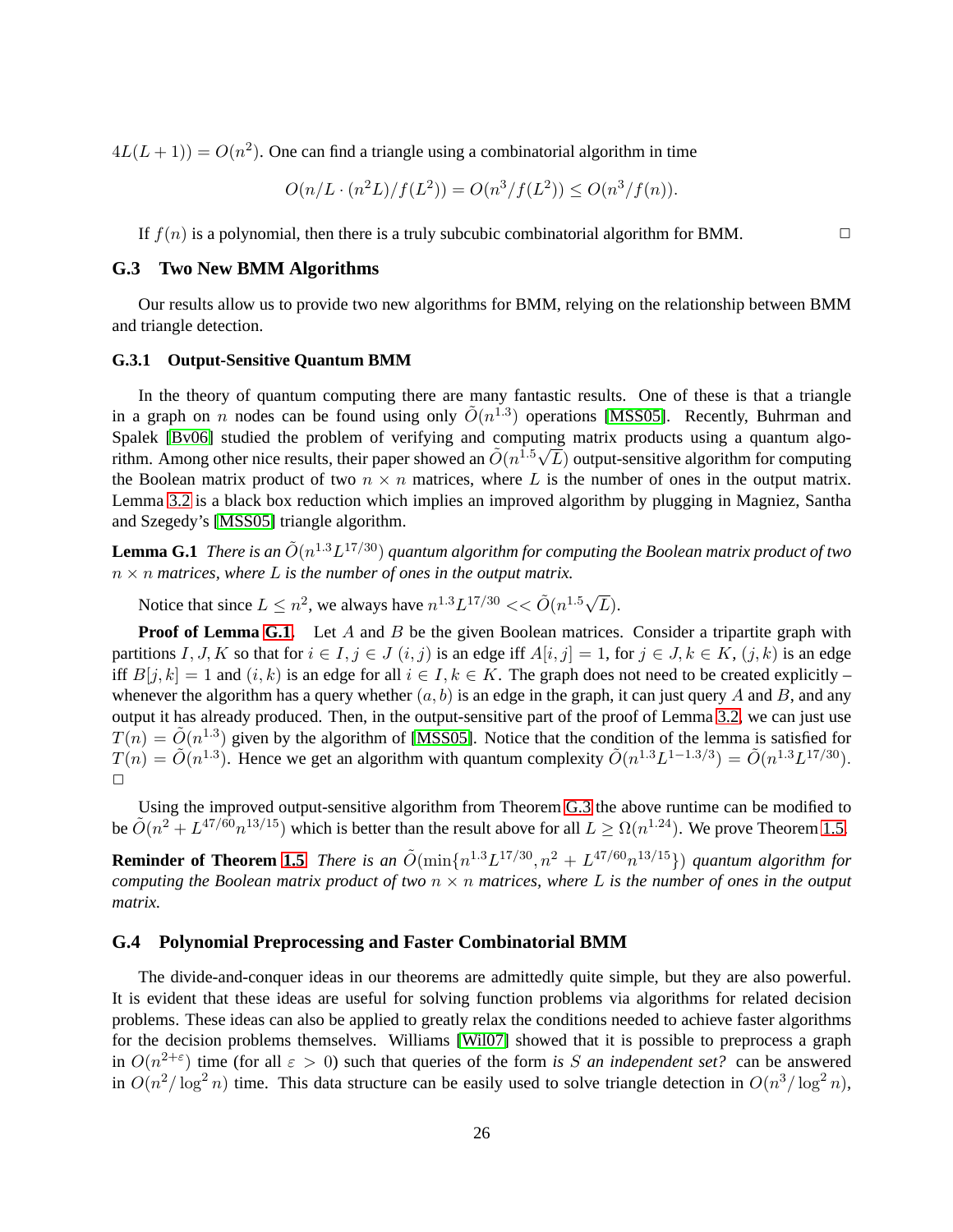$4L(L+1)) = O(n^2)$. One can find a triangle using a combinatorial algorithm in time

$$O(n/L \cdot (n^2 L)/f(L^2)) = O(n^3/f(L^2)) \leq O(n^3/f(n)).$$

If $f(n)$ is a polynomial, then there is a truly subcubic combinatorial algorithm for BMM. □

## G.3 Two New BMM Algorithms

Our results allow us to provide two new algorithms for BMM, relying on the relationship between BMM and triangle detection.

### G.3.1 Output-Sensitive Quantum BMM

In the theory of quantum computing there are many fantastic results. One of these is that a triangle in a graph on $n$ nodes can be found using only $\tilde{O}(n^{1.3})$ operations [MSS05]. Recently, Buhrman and Spalek [Bv06] studied the problem of verifying and computing matrix products using a quantum algorithm. Among other nice results, their paper showed an $\tilde{O}(n^{1.5}\sqrt{L})$ output-sensitive algorithm for computing the Boolean matrix product of two $n \times n$ matrices, where $L$ is the number of ones in the output matrix. Lemma 3.2 is a black box reduction which implies an improved algorithm by plugging in Magniez, Santha and Szegedy's [MSS05] triangle algorithm.

**Lemma G.1** *There is an $\tilde{O}(n^{1.3}L^{17/30})$ quantum algorithm for computing the Boolean matrix product of two $n \times n$ matrices, where $L$ is the number of ones in the output matrix.*

Notice that since $L \leq n^2$, we always have $n^{1.3}L^{17/30} << \tilde{O}(n^{1.5}\sqrt{L})$.

**Proof of Lemma G.1.** Let $A$ and $B$ be the given Boolean matrices. Consider a tripartite graph with partitions $I, J, K$ so that for $i \in I, j \in J$ $(i,j)$ is an edge iff $A[i,j] = 1$, for $j \in J, k \in K$, $(j,k)$ is an edge iff $B[j,k] = 1$ and $(i,k)$ is an edge for all $i \in I, k \in K$. The graph does not need to be created explicitly – whenever the algorithm has a query whether $(a,b)$ is an edge in the graph, it can just query $A$ and $B$, and any output it has already produced. Then, in the output-sensitive part of the proof of Lemma 3.2, we can just use $T(n) = \tilde{O}(n^{1.3})$ given by the algorithm of [MSS05]. Notice that the condition of the lemma is satisfied for $T(n) = \tilde{O}(n^{1.3})$. Hence we get an algorithm with quantum complexity $\tilde{O}(n^{1.3}L^{1-1.3/3}) = \tilde{O}(n^{1.3}L^{17/30})$. □

Using the improved output-sensitive algorithm from Theorem G.3 the above runtime can be modified to be $\tilde{O}(n^2 + L^{47/60}n^{13/15})$ which is better than the result above for all $L \geq \Omega(n^{1.24})$. We prove Theorem 1.5.

**Reminder of Theorem 1.5** *There is an $\tilde{O}(\min\{n^{1.3}L^{17/30}, n^2 + L^{47/60}n^{13/15}\})$ quantum algorithm for computing the Boolean matrix product of two $n \times n$ matrices, where $L$ is the number of ones in the output matrix.*

## G.4 Polynomial Preprocessing and Faster Combinatorial BMM

The divide-and-conquer ideas in our theorems are admittedly quite simple, but they are also powerful. It is evident that these ideas are useful for solving function problems via algorithms for related decision problems. These ideas can also be applied to greatly relax the conditions needed to achieve faster algorithms for the decision problems themselves. Williams [Wil07] showed that it is possible to preprocess a graph in $O(n^{2+\varepsilon})$ time (for all $\varepsilon > 0$) such that queries of the form *is $S$ an independent set?* can be answered in $O(n^2/\log^2 n)$ time. This data structure can be easily used to solve triangle detection in $O(n^3/\log^2 n)$,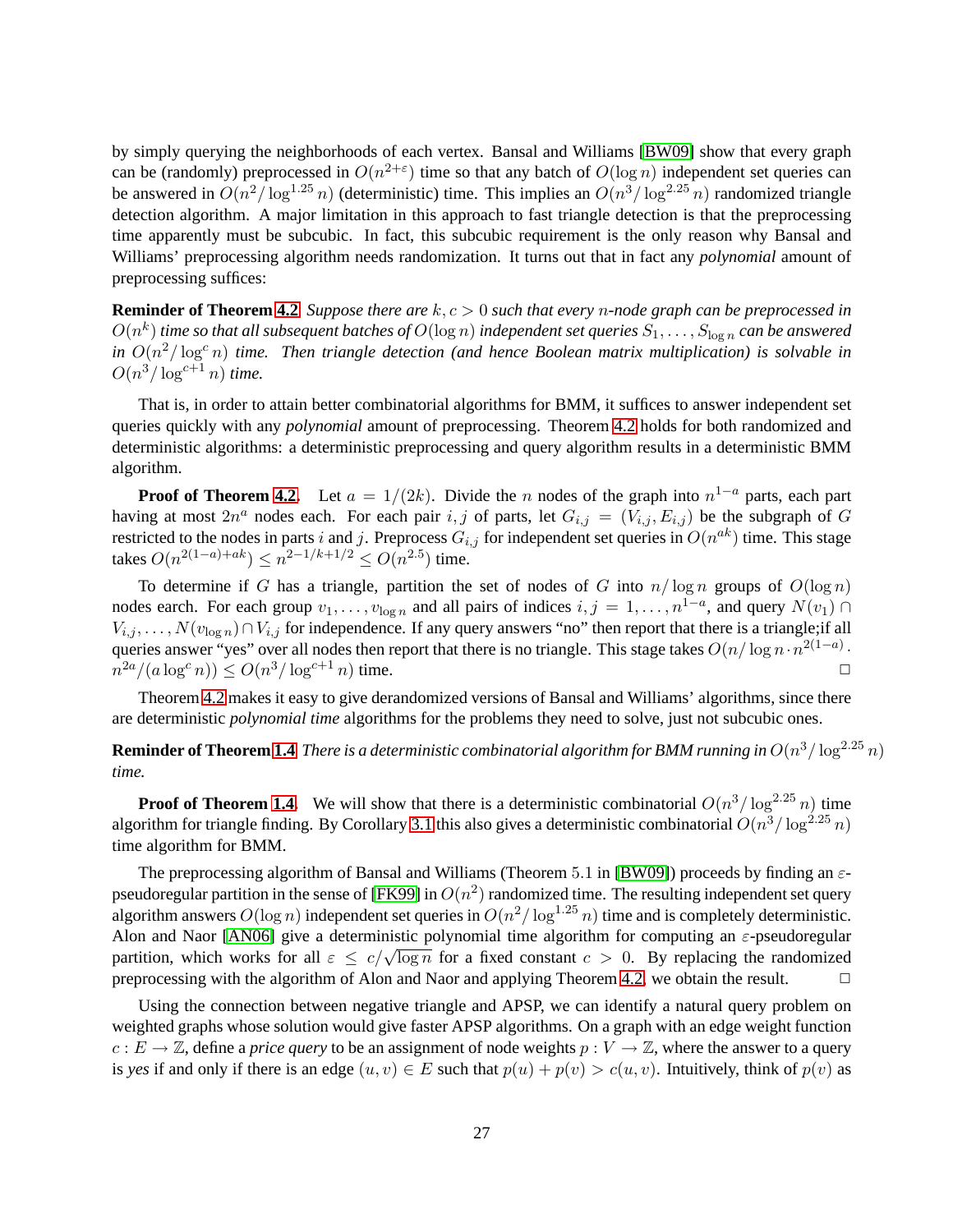by simply querying the neighborhoods of each vertex. Bansal and Williams [BW09] show that every graph can be (randomly) preprocessed in $O(n^{2+\varepsilon})$ time so that any batch of $O(\log n)$ independent set queries can be answered in $O(n^2/\log^{1.25} n)$ (deterministic) time. This implies an $O(n^3/\log^{2.25} n)$ randomized triangle detection algorithm. A major limitation in this approach to fast triangle detection is that the preprocessing time apparently must be subcubic. In fact, this subcubic requirement is the only reason why Bansal and Williams' preprocessing algorithm needs randomization. It turns out that in fact any *polynomial* amount of preprocessing suffices:

**Reminder of Theorem 4.2** *Suppose there are $k, c > 0$ such that every $n$-node graph can be preprocessed in $O(n^k)$ time so that all subsequent batches of $O(\log n)$ independent set queries $S_1, \ldots, S_{\log n}$ can be answered in $O(n^2/\log^c n)$ time. Then triangle detection (and hence Boolean matrix multiplication) is solvable in $O(n^3/\log^{c+1} n)$ time.*

That is, in order to attain better combinatorial algorithms for BMM, it suffices to answer independent set queries quickly with any *polynomial* amount of preprocessing. Theorem 4.2 holds for both randomized and deterministic algorithms: a deterministic preprocessing and query algorithm results in a deterministic BMM algorithm.

**Proof of Theorem 4.2.** Let $a = 1/(2k)$. Divide the $n$ nodes of the graph into $n^{1-a}$ parts, each part having at most $2n^a$ nodes each. For each pair $i, j$ of parts, let $G_{i,j} = (V_{i,j}, E_{i,j})$ be the subgraph of $G$ restricted to the nodes in parts $i$ and $j$. Preprocess $G_{i,j}$ for independent set queries in $O(n^{ak})$ time. This stage takes $O(n^{2(1-a)+ak}) \leq n^{2-1/k+1/2} \leq O(n^{2.5})$ time.

To determine if $G$ has a triangle, partition the set of nodes of $G$ into $n/\log n$ groups of $O(\log n)$ nodes earch. For each group $v_1, \ldots, v_{\log n}$ and all pairs of indices $i, j = 1, \ldots, n^{1-a}$, and query $N(v_1) \cap V_{i,j}, \ldots, N(v_{\log n}) \cap V_{i,j}$ for independence. If any query answers "no" then report that there is a triangle;if all queries answer "yes" over all nodes then report that there is no triangle. This stage takes $O(n/\log n \cdot n^{2(1-a)} \cdot n^{2a}/(a \log^c n)) \leq O(n^3/\log^{c+1} n)$ time. □

Theorem 4.2 makes it easy to give derandomized versions of Bansal and Williams' algorithms, since there are deterministic *polynomial time* algorithms for the problems they need to solve, just not subcubic ones.

**Reminder of Theorem 1.4** *There is a deterministic combinatorial algorithm for BMM running in $O(n^3/\log^{2.25} n)$ time.*

**Proof of Theorem 1.4.** We will show that there is a deterministic combinatorial $O(n^3/\log^{2.25} n)$ time algorithm for triangle finding. By Corollary 3.1 this also gives a deterministic combinatorial $O(n^3/\log^{2.25} n)$ time algorithm for BMM.

The preprocessing algorithm of Bansal and Williams (Theorem 5.1 in [BW09]) proceeds by finding an $\varepsilon$-pseudoregular partition in the sense of [FK99] in $O(n^2)$ randomized time. The resulting independent set query algorithm answers $O(\log n)$ independent set queries in $O(n^2/\log^{1.25} n)$ time and is completely deterministic. Alon and Naor [AN06] give a deterministic polynomial time algorithm for computing an $\varepsilon$-pseudoregular partition, which works for all $\varepsilon \leq c/\sqrt{\log n}$ for a fixed constant $c > 0$. By replacing the randomized preprocessing with the algorithm of Alon and Naor and applying Theorem 4.2, we obtain the result. □

Using the connection between negative triangle and APSP, we can identify a natural query problem on weighted graphs whose solution would give faster APSP algorithms. On a graph with an edge weight function $c : E \to \mathbb{Z}$, define a *price query* to be an assignment of node weights $p : V \to \mathbb{Z}$, where the answer to a query is *yes* if and only if there is an edge $(u, v) \in E$ such that $p(u) + p(v) > c(u, v)$. Intuitively, think of $p(v)$ as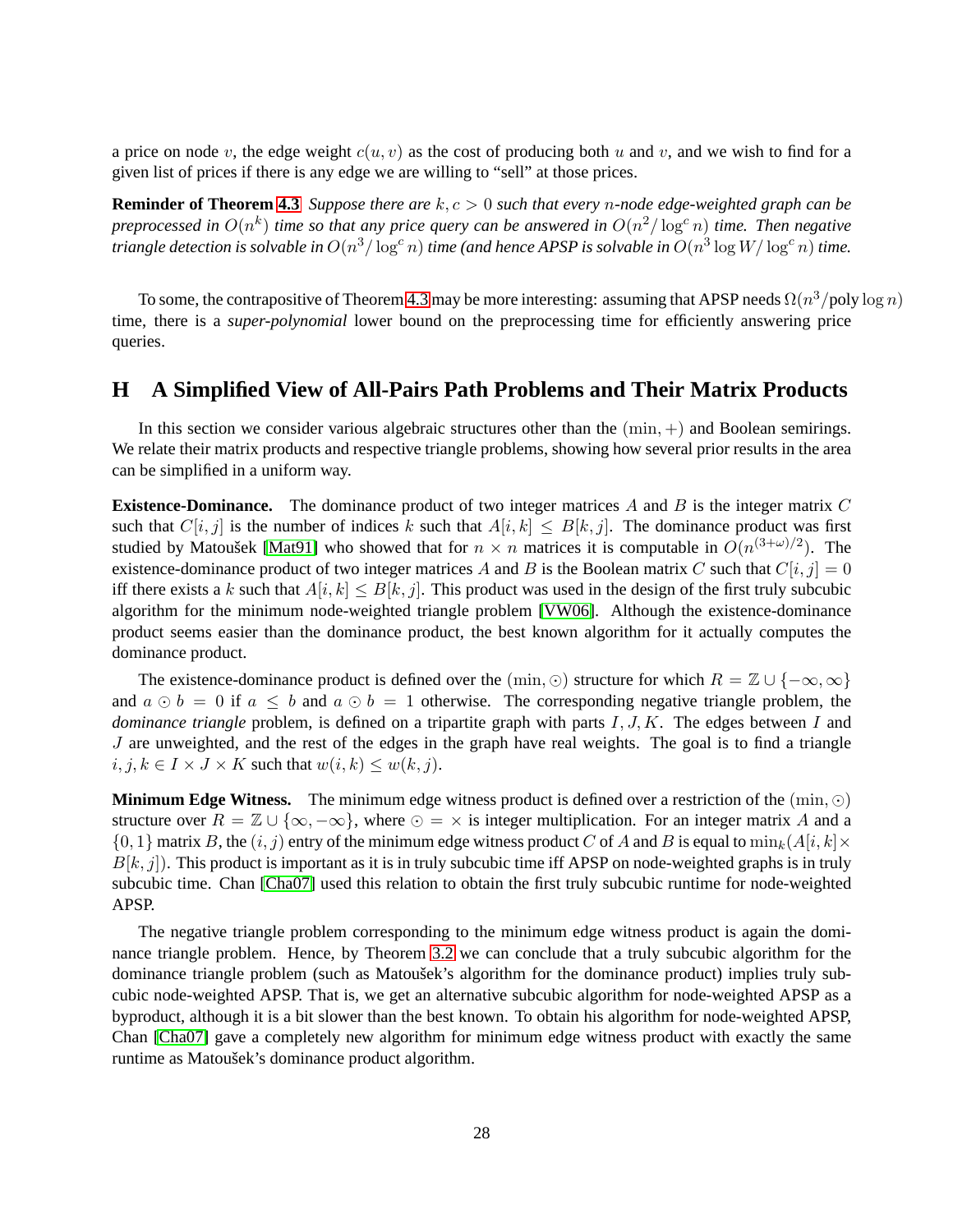a price on node $v$, the edge weight $c(u, v)$ as the cost of producing both $u$ and $v$, and we wish to find for a given list of prices if there is any edge we are willing to "sell" at those prices.

**Reminder of Theorem 4.3** *Suppose there are $k, c > 0$ such that every $n$-node edge-weighted graph can be preprocessed in $O(n^k)$ time so that any price query can be answered in $O(n^2/\log^c n)$ time. Then negative triangle detection is solvable in $O(n^3/\log^c n)$ time (and hence APSP is solvable in $O(n^3 \log W/\log^c n)$ time.*

To some, the contrapositive of Theorem 4.3 may be more interesting: assuming that APSP needs $\Omega(n^3/\text{poly}\log n)$ time, there is a *super-polynomial* lower bound on the preprocessing time for efficiently answering price queries.

## H A Simplified View of All-Pairs Path Problems and Their Matrix Products

In this section we consider various algebraic structures other than the $(\min, +)$ and Boolean semirings. We relate their matrix products and respective triangle problems, showing how several prior results in the area can be simplified in a uniform way.

**Existence-Dominance.** The dominance product of two integer matrices $A$ and $B$ is the integer matrix $C$ such that $C[i, j]$ is the number of indices $k$ such that $A[i, k] \leq B[k, j]$. The dominance product was first studied by Matoušek [Mat91] who showed that for $n \times n$ matrices it is computable in $O(n^{(3+\omega)/2})$. The existence-dominance product of two integer matrices $A$ and $B$ is the Boolean matrix $C$ such that $C[i, j] = 0$ iff there exists a $k$ such that $A[i, k] \leq B[k, j]$. This product was used in the design of the first truly subcubic algorithm for the minimum node-weighted triangle problem [VW06]. Although the existence-dominance product seems easier than the dominance product, the best known algorithm for it actually computes the dominance product.

The existence-dominance product is defined over the $(\min, \odot)$ structure for which $R = \mathbb{Z} \cup \{-\infty, \infty\}$ and $a \odot b = 0$ if $a \leq b$ and $a \odot b = 1$ otherwise. The corresponding negative triangle problem, the *dominance triangle* problem, is defined on a tripartite graph with parts $I, J, K$. The edges between $I$ and $J$ are unweighted, and the rest of the edges in the graph have real weights. The goal is to find a triangle $i, j, k \in I \times J \times K$ such that $w(i, k) \leq w(k, j)$.

**Minimum Edge Witness.** The minimum edge witness product is defined over a restriction of the $(\min, \odot)$ structure over $R = \mathbb{Z} \cup \{\infty, -\infty\}$, where $\odot = \times$ is integer multiplication. For an integer matrix $A$ and a $\{0, 1\}$ matrix $B$, the $(i, j)$ entry of the minimum edge witness product $C$ of $A$ and $B$ is equal to $\min_k(A[i, k] \times B[k, j])$. This product is important as it is in truly subcubic time iff APSP on node-weighted graphs is in truly subcubic time. Chan [Cha07] used this relation to obtain the first truly subcubic runtime for node-weighted APSP.

The negative triangle problem corresponding to the minimum edge witness product is again the dominance triangle problem. Hence, by Theorem 3.2 we can conclude that a truly subcubic algorithm for the dominance triangle problem (such as Matoušek's algorithm for the dominance product) implies truly subcubic node-weighted APSP. That is, we get an alternative subcubic algorithm for node-weighted APSP as a byproduct, although it is a bit slower than the best known. To obtain his algorithm for node-weighted APSP, Chan [Cha07] gave a completely new algorithm for minimum edge witness product with exactly the same runtime as Matoušek's dominance product algorithm.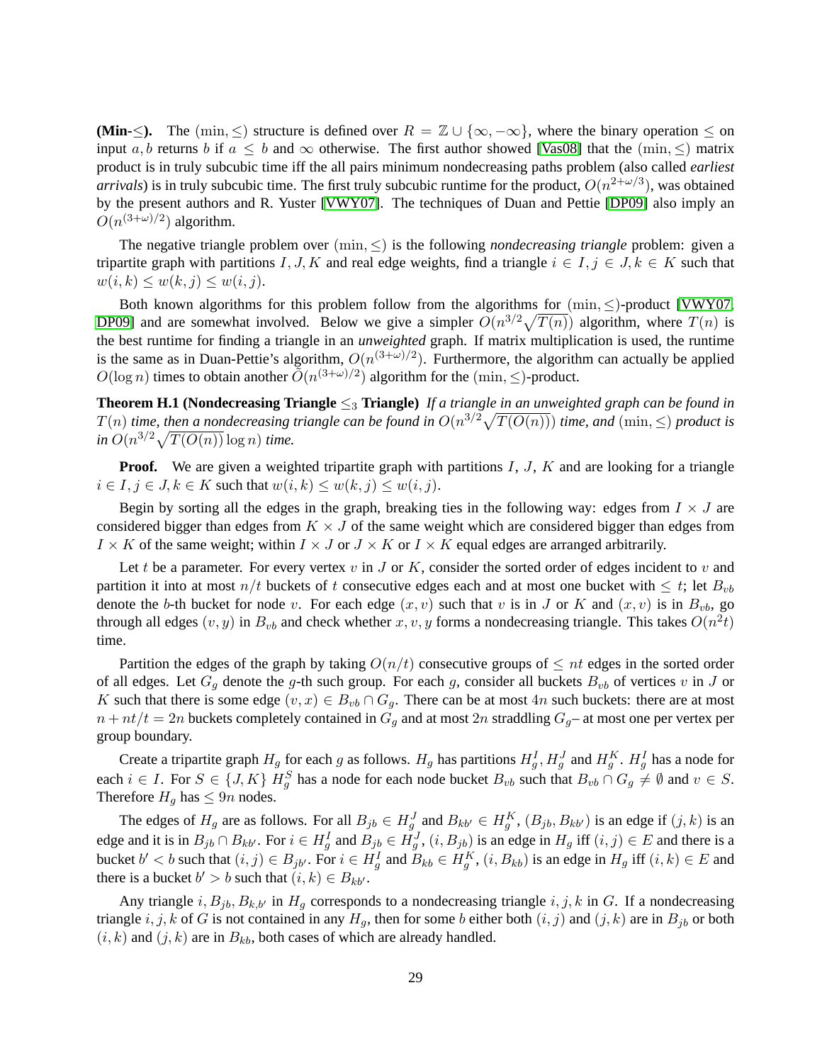**(Min-$\leq$).** The $(\min, \leq)$ structure is defined over $R = \mathbb{Z} \cup \{\infty, -\infty\}$, where the binary operation $\leq$ on input $a, b$ returns $b$ if $a \leq b$ and $\infty$ otherwise. The first author showed [Vas08] that the $(\min, \leq)$ matrix product is in truly subcubic time iff the all pairs minimum nondecreasing paths problem (also called *earliest arrivals*) is in truly subcubic time. The first truly subcubic runtime for the product, $O(n^{2+\omega/3})$, was obtained by the present authors and R. Yuster [VWY07]. The techniques of Duan and Pettie [DP09] also imply an $O(n^{(3+\omega)/2})$ algorithm.

The negative triangle problem over $(\min, \leq)$ is the following *nondecreasing triangle* problem: given a tripartite graph with partitions $I, J, K$ and real edge weights, find a triangle $i \in I, j \in J, k \in K$ such that $w(i,k) \leq w(k,j) \leq w(i,j)$.

Both known algorithms for this problem follow from the algorithms for $(\min, \leq)$-product [VWY07, DP09] and are somewhat involved. Below we give a simpler $O(n^{3/2}\sqrt{T(n)})$ algorithm, where $T(n)$ is the best runtime for finding a triangle in an *unweighted* graph. If matrix multiplication is used, the runtime is the same as in Duan-Pettie's algorithm, $O(n^{(3+\omega)/2})$. Furthermore, the algorithm can actually be applied $O(\log n)$ times to obtain another $\tilde{O}(n^{(3+\omega)/2})$ algorithm for the $(\min, \leq)$-product.

**Theorem H.1 (Nondecreasing Triangle $\leq_3$ Triangle)** *If a triangle in an unweighted graph can be found in $T(n)$ time, then a nondecreasing triangle can be found in $O(n^{3/2}\sqrt{T(O(n))})$ time, and $(\min, \leq)$ product is in $O(n^{3/2}\sqrt{T(O(n))}\log n)$ time.*

**Proof.** We are given a weighted tripartite graph with partitions $I$, $J$, $K$ and are looking for a triangle $i \in I, j \in J, k \in K$ such that $w(i,k) \leq w(k,j) \leq w(i,j)$.

Begin by sorting all the edges in the graph, breaking ties in the following way: edges from $I \times J$ are considered bigger than edges from $K \times J$ of the same weight which are considered bigger than edges from $I \times K$ of the same weight; within $I \times J$ or $J \times K$ or $I \times K$ equal edges are arranged arbitrarily.

Let $t$ be a parameter. For every vertex $v$ in $J$ or $K$, consider the sorted order of edges incident to $v$ and partition it into at most $n/t$ buckets of $t$ consecutive edges each and at most one bucket with $\leq t$; let $B_{vb}$ denote the $b$-th bucket for node $v$. For each edge $(x,v)$ such that $v$ is in $J$ or $K$ and $(x,v)$ is in $B_{vb}$, go through all edges $(v,y)$ in $B_{vb}$ and check whether $x, v, y$ forms a nondecreasing triangle. This takes $O(n^2 t)$ time.

Partition the edges of the graph by taking $O(n/t)$ consecutive groups of $\leq nt$ edges in the sorted order of all edges. Let $G_g$ denote the $g$-th such group. For each $g$, consider all buckets $B_{vb}$ of vertices $v$ in $J$ or $K$ such that there is some edge $(v,x) \in B_{vb} \cap G_g$. There can be at most $4n$ such buckets: there are at most $n + nt/t = 2n$ buckets completely contained in $G_g$ and at most $2n$ straddling $G_g$– at most one per vertex per group boundary.

Create a tripartite graph $H_g$ for each $g$ as follows. $H_g$ has partitions $H_g^I, H_g^J$ and $H_g^K$. $H_g^I$ has a node for each $i \in I$. For $S \in \{J, K\}$ $H_g^S$ has a node for each node bucket $B_{vb}$ such that $B_{vb} \cap G_g \neq \emptyset$ and $v \in S$. Therefore $H_g$ has $\leq 9n$ nodes.

The edges of $H_g$ are as follows. For all $B_{jb} \in H_g^J$ and $B_{kb'} \in H_g^K$, $(B_{jb}, B_{kb'})$ is an edge if $(j,k)$ is an edge and it is in $B_{jb} \cap B_{kb'}$. For $i \in H_g^I$ and $B_{jb} \in H_g^J$, $(i, B_{jb})$ is an edge in $H_g$ iff $(i,j) \in E$ and there is a bucket $b' < b$ such that $(i,j) \in B_{jb'}$. For $i \in H_g^I$ and $B_{kb} \in H_g^K$, $(i, B_{kb})$ is an edge in $H_g$ iff $(i,k) \in E$ and there is a bucket $b' > b$ such that $(i,k) \in B_{kb'}$.

Any triangle $i, B_{jb}, B_{k,b'}$ in $H_g$ corresponds to a nondecreasing triangle $i, j, k$ in $G$. If a nondecreasing triangle $i, j, k$ of $G$ is not contained in any $H_g$, then for some $b$ either both $(i,j)$ and $(j,k)$ are in $B_{jb}$ or both $(i,k)$ and $(j,k)$ are in $B_{kb}$, both cases of which are already handled.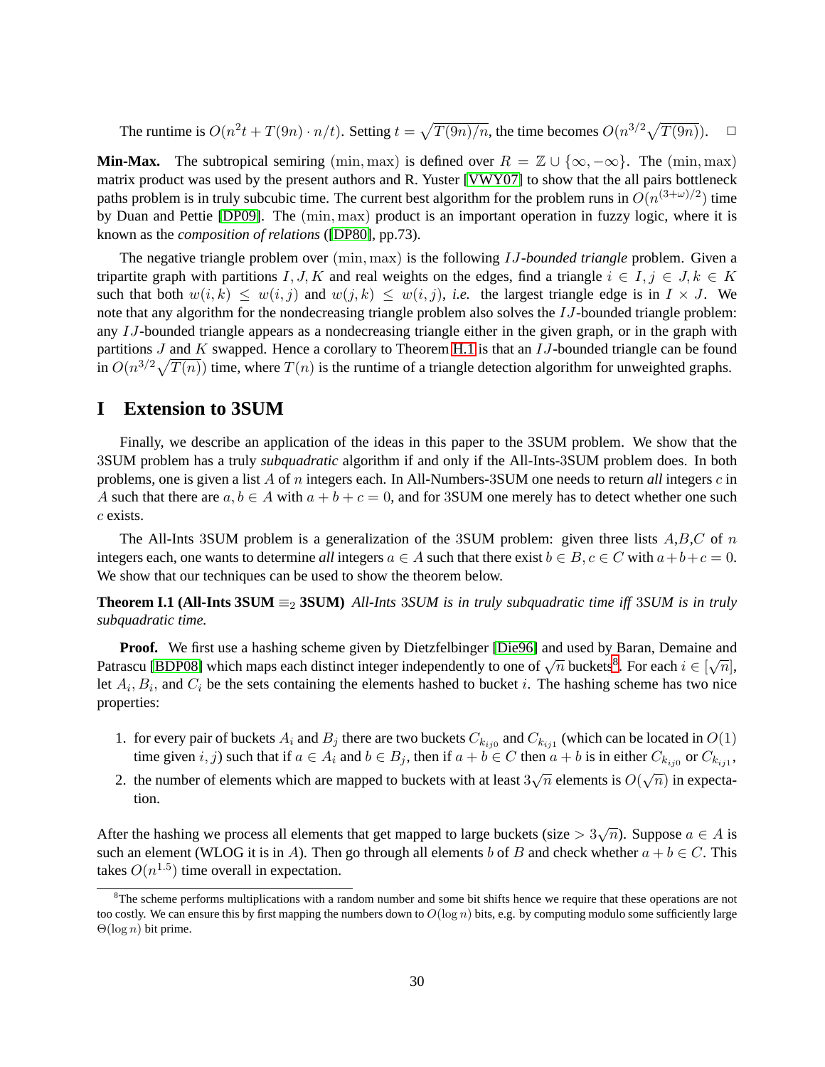The runtime is $O(n^2 t + T(9n) \cdot n/t)$. Setting $t = \sqrt{T(9n)/n}$, the time becomes $O(n^{3/2}\sqrt{T(9n)})$. $\square$

**Min-Max.** The subtropical semiring $(\min, \max)$ is defined over $R = \mathbb{Z} \cup \{\infty, -\infty\}$. The $(\min, \max)$ matrix product was used by the present authors and R. Yuster [VWY07] to show that the all pairs bottleneck paths problem is in truly subcubic time. The current best algorithm for the problem runs in $O(n^{(3+\omega)/2})$ time by Duan and Pettie [DP09]. The $(\min, \max)$ product is an important operation in fuzzy logic, where it is known as the *composition of relations* ([DP80], pp.73).

The negative triangle problem over $(\min, \max)$ is the following $IJ$*-bounded triangle* problem. Given a tripartite graph with partitions $I, J, K$ and real weights on the edges, find a triangle $i \in I, j \in J, k \in K$ such that both $w(i,k) \leq w(i,j)$ and $w(j,k) \leq w(i,j)$, *i.e.* the largest triangle edge is in $I \times J$. We note that any algorithm for the nondecreasing triangle problem also solves the $IJ$-bounded triangle problem: any $IJ$-bounded triangle appears as a nondecreasing triangle either in the given graph, or in the graph with partitions $J$ and $K$ swapped. Hence a corollary to Theorem H.1 is that an $IJ$-bounded triangle can be found in $O(n^{3/2}\sqrt{T(n)})$ time, where $T(n)$ is the runtime of a triangle detection algorithm for unweighted graphs.

# I Extension to 3SUM

Finally, we describe an application of the ideas in this paper to the 3SUM problem. We show that the 3SUM problem has a truly *subquadratic* algorithm if and only if the All-Ints-3SUM problem does. In both problems, one is given a list $A$ of $n$ integers each. In All-Numbers-3SUM one needs to return *all* integers $c$ in $A$ such that there are $a, b \in A$ with $a + b + c = 0$, and for 3SUM one merely has to detect whether one such $c$ exists.

The All-Ints 3SUM problem is a generalization of the 3SUM problem: given three lists $A$,$B$,$C$ of $n$ integers each, one wants to determine *all* integers $a \in A$ such that there exist $b \in B, c \in C$ with $a+b+c = 0$. We show that our techniques can be used to show the theorem below.

**Theorem I.1 (All-Ints 3SUM $\equiv_2$ 3SUM)** *All-Ints 3SUM is in truly subquadratic time iff 3SUM is in truly subquadratic time.*

**Proof.** We first use a hashing scheme given by Dietzfelbinger [Die96] and used by Baran, Demaine and Patrascu [BDP08] which maps each distinct integer independently to one of $\sqrt{n}$ buckets[8]. For each $i \in [\sqrt{n}]$, let $A_i$, $B_i$, and $C_i$ be the sets containing the elements hashed to bucket $i$. The hashing scheme has two nice properties:

1. for every pair of buckets $A_i$ and $B_j$ there are two buckets $C_{k_{ij0}}$ and $C_{k_{ij1}}$ (which can be located in $O(1)$ time given $i, j$) such that if $a \in A_i$ and $b \in B_j$, then if $a + b \in C$ then $a + b$ is in either $C_{k_{ij0}}$ or $C_{k_{ij1}}$,
2. the number of elements which are mapped to buckets with at least $3\sqrt{n}$ elements is $O(\sqrt{n})$ in expectation.

After the hashing we process all elements that get mapped to large buckets (size $> 3\sqrt{n}$). Suppose $a \in A$ is such an element (WLOG it is in $A$). Then go through all elements $b$ of $B$ and check whether $a + b \in C$. This takes $O(n^{1.5})$ time overall in expectation.

[8] The scheme performs multiplications with a random number and some bit shifts hence we require that these operations are not too costly. We can ensure this by first mapping the numbers down to $O(\log n)$ bits, e.g. by computing modulo some sufficiently large $\Theta(\log n)$ bit prime.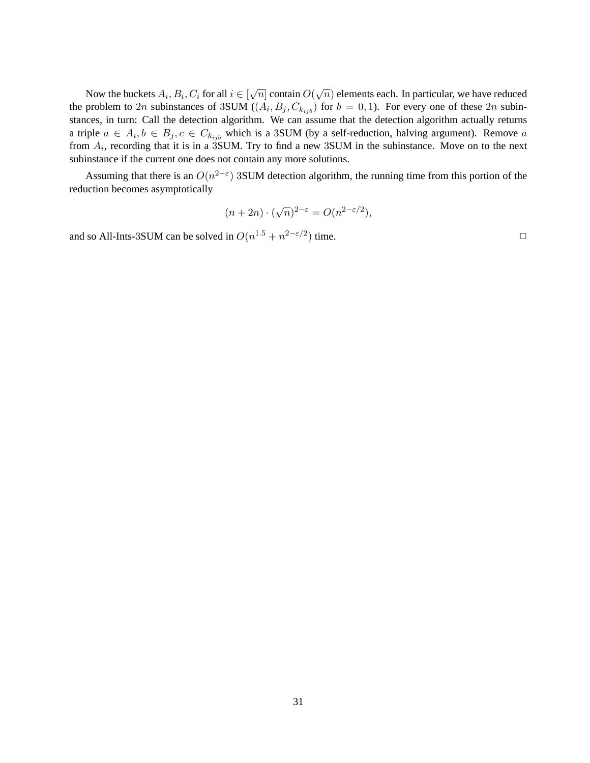Now the buckets $A_i, B_i, C_i$ for all $i \in [\sqrt{n}]$ contain $O(\sqrt{n})$ elements each. In particular, we have reduced the problem to $2n$ subinstances of 3SUM ($(A_i, B_j, C_{k_{ijb}})$ for $b = 0, 1$). For every one of these $2n$ subinstances, in turn: Call the detection algorithm. We can assume that the detection algorithm actually returns a triple $a \in A_i, b \in B_j, c \in C_{k_{ijb}}$ which is a 3SUM (by a self-reduction, halving argument). Remove $a$ from $A_i$, recording that it is in a 3SUM. Try to find a new 3SUM in the subinstance. Move on to the next subinstance if the current one does not contain any more solutions.

Assuming that there is an $O(n^{2-\varepsilon})$ 3SUM detection algorithm, the running time from this portion of the reduction becomes asymptotically

$$(n + 2n) \cdot (\sqrt{n})^{2-\varepsilon} = O(n^{2-\varepsilon/2}),$$

and so All-Ints-3SUM can be solved in $O(n^{1.5} + n^{2-\varepsilon/2})$ time. □